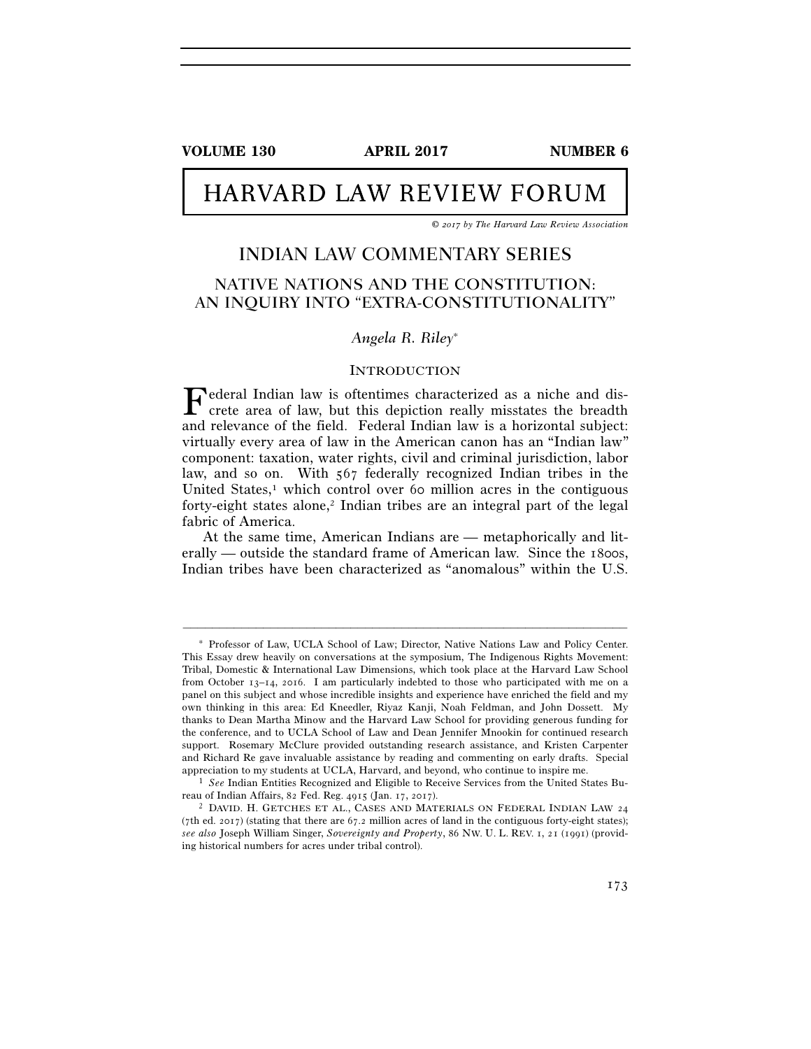# HARVARD LAW REVIEW FORUM

*© 2017 by The Harvard Law Review Association*

## INDIAN LAW COMMENTARY SERIES

## NATIVE NATIONS AND THE CONSTITUTION: AN INQUIRY INTO "EXTRA-CONSTITUTIONALITY"

*Angela R. Riley*[*]

### INTRODUCTION

Federal Indian law is oftentimes characterized as a niche and discrete area of law, but this depiction really misstates the breadth and relevance of the field. Federal Indian law is a horizontal subject: virtually every area of law in the American canon has an "Indian law" component: taxation, water rights, civil and criminal jurisdiction, labor law, and so on. With 567 federally recognized Indian tribes in the United States,[1] which control over 60 million acres in the contiguous forty-eight states alone,[2] Indian tribes are an integral part of the legal fabric of America.

At the same time, American Indians are — metaphorically and literally — outside the standard frame of American law. Since the 1800s, Indian tribes have been characterized as "anomalous" within the U.S.

---

[*] Professor of Law, UCLA School of Law; Director, Native Nations Law and Policy Center. This Essay drew heavily on conversations at the symposium, The Indigenous Rights Movement: Tribal, Domestic & International Law Dimensions, which took place at the Harvard Law School from October 13–14, 2016. I am particularly indebted to those who participated with me on a panel on this subject and whose incredible insights and experience have enriched the field and my own thinking in this area: Ed Kneedler, Riyaz Kanji, Noah Feldman, and John Dossett. My thanks to Dean Martha Minow and the Harvard Law School for providing generous funding for the conference, and to UCLA School of Law and Dean Jennifer Mnookin for continued research support. Rosemary McClure provided outstanding research assistance, and Kristen Carpenter and Richard Re gave invaluable assistance by reading and commenting on early drafts. Special appreciation to my students at UCLA, Harvard, and beyond, who continue to inspire me.

[1] *See* Indian Entities Recognized and Eligible to Receive Services from the United States Bureau of Indian Affairs, 82 Fed. Reg. 4915 (Jan. 17, 2017).

[2] DAVID. H. GETCHES ET AL., CASES AND MATERIALS ON FEDERAL INDIAN LAW 24 (7th ed. 2017) (stating that there are 67.2 million acres of land in the contiguous forty-eight states); *see also* Joseph William Singer, *Sovereignty and Property*, 86 NW. U. L. REV. 1, 21 (1991) (providing historical numbers for acres under tribal control).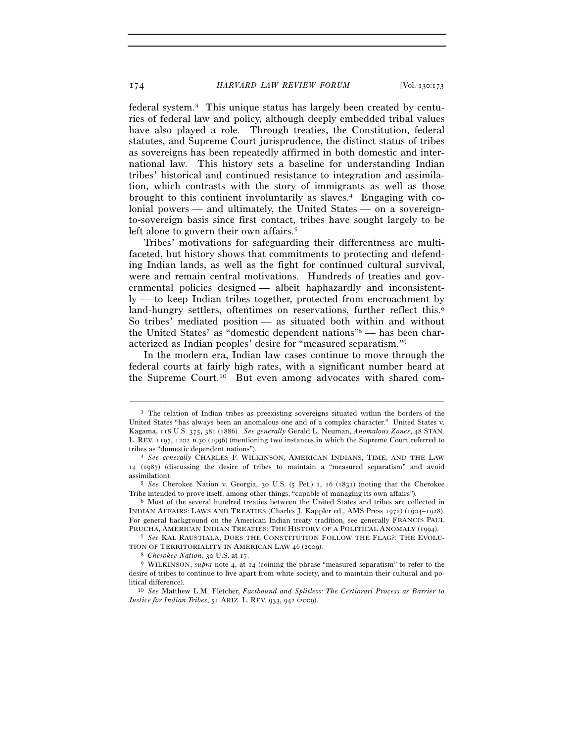federal system.[3] This unique status has largely been created by centuries of federal law and policy, although deeply embedded tribal values have also played a role. Through treaties, the Constitution, federal statutes, and Supreme Court jurisprudence, the distinct status of tribes as sovereigns has been repeatedly affirmed in both domestic and international law. This history sets a baseline for understanding Indian tribes' historical and continued resistance to integration and assimilation, which contrasts with the story of immigrants as well as those brought to this continent involuntarily as slaves.[4] Engaging with colonial powers — and ultimately, the United States — on a sovereign-to-sovereign basis since first contact, tribes have sought largely to be left alone to govern their own affairs.[5]

Tribes' motivations for safeguarding their differentness are multifaceted, but history shows that commitments to protecting and defending Indian lands, as well as the fight for continued cultural survival, were and remain central motivations. Hundreds of treaties and governmental policies designed — albeit haphazardly and inconsistently — to keep Indian tribes together, protected from encroachment by land-hungry settlers, oftentimes on reservations, further reflect this.[6] So tribes' mediated position — as situated both within and without the United States[7] as "domestic dependent nations"[8] — has been characterized as Indian peoples' desire for "measured separatism."[9]

In the modern era, Indian law cases continue to move through the federal courts at fairly high rates, with a significant number heard at the Supreme Court.[10] But even among advocates with shared com-

---

[3] The relation of Indian tribes as preexisting sovereigns situated within the borders of the United States "has always been an anomalous one and of a complex character." United States v. Kagama, 118 U.S. 375, 381 (1886). *See generally* Gerald L. Neuman, *Anomalous Zones*, 48 STAN. L. REV. 1197, 1202 n.30 (1996) (mentioning two instances in which the Supreme Court referred to tribes as "domestic dependent nations").

[4] *See generally* CHARLES F. WILKINSON, AMERICAN INDIANS, TIME, AND THE LAW 14 (1987) (discussing the desire of tribes to maintain a "measured separatism" and avoid assimilation).

[5] *See* Cherokee Nation v. Georgia, 30 U.S. (5 Pet.) 1, 16 (1831) (noting that the Cherokee Tribe intended to prove itself, among other things, "capable of managing its own affairs").

[6] Most of the several hundred treaties between the United States and tribes are collected in INDIAN AFFAIRS: LAWS AND TREATIES (Charles J. Kappler ed., AMS Press 1972) (1904–1928). For general background on the American Indian treaty tradition, see generally FRANCIS PAUL PRUCHA, AMERICAN INDIAN TREATIES: THE HISTORY OF A POLITICAL ANOMALY (1994).

[7] *See* KAL RAUSTIALA, DOES THE CONSTITUTION FOLLOW THE FLAG?: THE EVOLUTION OF TERRITORIALITY IN AMERICAN LAW 46 (2009).

[8] *Cherokee Nation*, 30 U.S. at 17.

[9] WILKINSON, *supra* note 4, at 14 (coining the phrase "measured separatism" to refer to the desire of tribes to continue to live apart from white society, and to maintain their cultural and political difference).

[10] *See* Matthew L.M. Fletcher, *Factbound and Splitless: The Certiorari Process as Barrier to Justice for Indian Tribes*, 51 ARIZ. L. REV. 933, 942 (2009).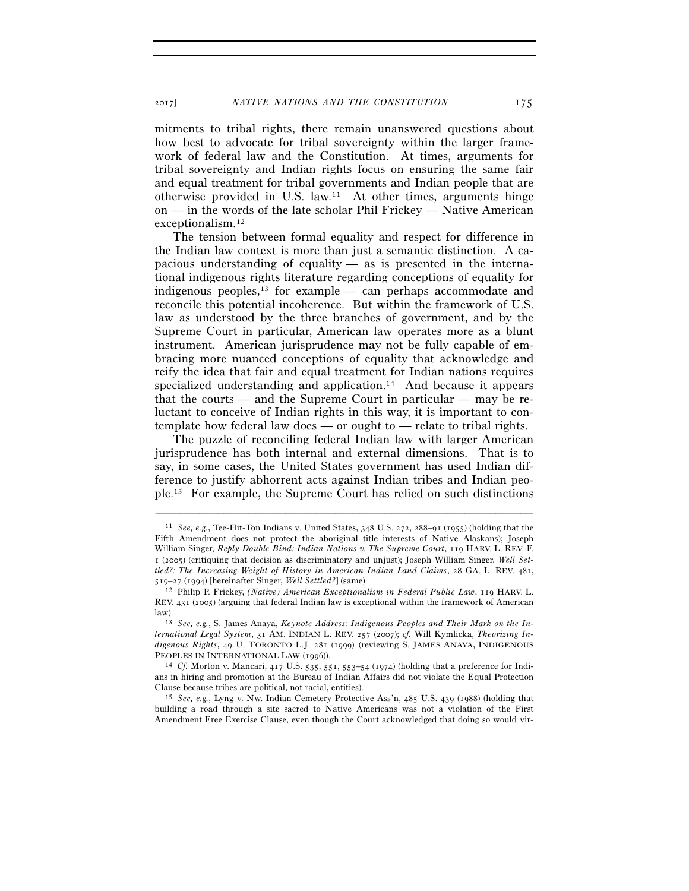mitments to tribal rights, there remain unanswered questions about how best to advocate for tribal sovereignty within the larger framework of federal law and the Constitution. At times, arguments for tribal sovereignty and Indian rights focus on ensuring the same fair and equal treatment for tribal governments and Indian people that are otherwise provided in U.S. law.[11] At other times, arguments hinge on — in the words of the late scholar Phil Frickey — Native American exceptionalism.[12]

The tension between formal equality and respect for difference in the Indian law context is more than just a semantic distinction. A capacious understanding of equality — as is presented in the international indigenous rights literature regarding conceptions of equality for indigenous peoples,[13] for example — can perhaps accommodate and reconcile this potential incoherence. But within the framework of U.S. law as understood by the three branches of government, and by the Supreme Court in particular, American law operates more as a blunt instrument. American jurisprudence may not be fully capable of embracing more nuanced conceptions of equality that acknowledge and reify the idea that fair and equal treatment for Indian nations requires specialized understanding and application.[14] And because it appears that the courts — and the Supreme Court in particular — may be reluctant to conceive of Indian rights in this way, it is important to contemplate how federal law does — or ought to — relate to tribal rights.

The puzzle of reconciling federal Indian law with larger American jurisprudence has both internal and external dimensions. That is to say, in some cases, the United States government has used Indian difference to justify abhorrent acts against Indian tribes and Indian people.[15] For example, the Supreme Court has relied on such distinctions

---

[11] *See, e.g.*, Tee-Hit-Ton Indians v. United States, 348 U.S. 272, 288–91 (1955) (holding that the Fifth Amendment does not protect the aboriginal title interests of Native Alaskans); Joseph William Singer, *Reply Double Bind: Indian Nations v. The Supreme Court*, 119 HARV. L. REV. F. 1 (2005) (critiquing that decision as discriminatory and unjust); Joseph William Singer, *Well Settled?: The Increasing Weight of History in American Indian Land Claims*, 28 GA. L. REV. 481, 519–27 (1994) [hereinafter Singer, *Well Settled?*] (same).

[12] Philip P. Frickey, *(Native) American Exceptionalism in Federal Public Law*, 119 HARV. L. REV. 431 (2005) (arguing that federal Indian law is exceptional within the framework of American law).

[13] *See, e.g.*, S. James Anaya, *Keynote Address: Indigenous Peoples and Their Mark on the International Legal System*, 31 AM. INDIAN L. REV. 257 (2007); *cf.* Will Kymlicka, *Theorizing Indigenous Rights*, 49 U. TORONTO L.J. 281 (1999) (reviewing S. JAMES ANAYA, INDIGENOUS PEOPLES IN INTERNATIONAL LAW (1996)).

[14] *Cf.* Morton v. Mancari, 417 U.S. 535, 551, 553–54 (1974) (holding that a preference for Indians in hiring and promotion at the Bureau of Indian Affairs did not violate the Equal Protection Clause because tribes are political, not racial, entities).

[15] *See, e.g.*, Lyng v. Nw. Indian Cemetery Protective Ass'n, 485 U.S. 439 (1988) (holding that building a road through a site sacred to Native Americans was not a violation of the First Amendment Free Exercise Clause, even though the Court acknowledged that doing so would vir-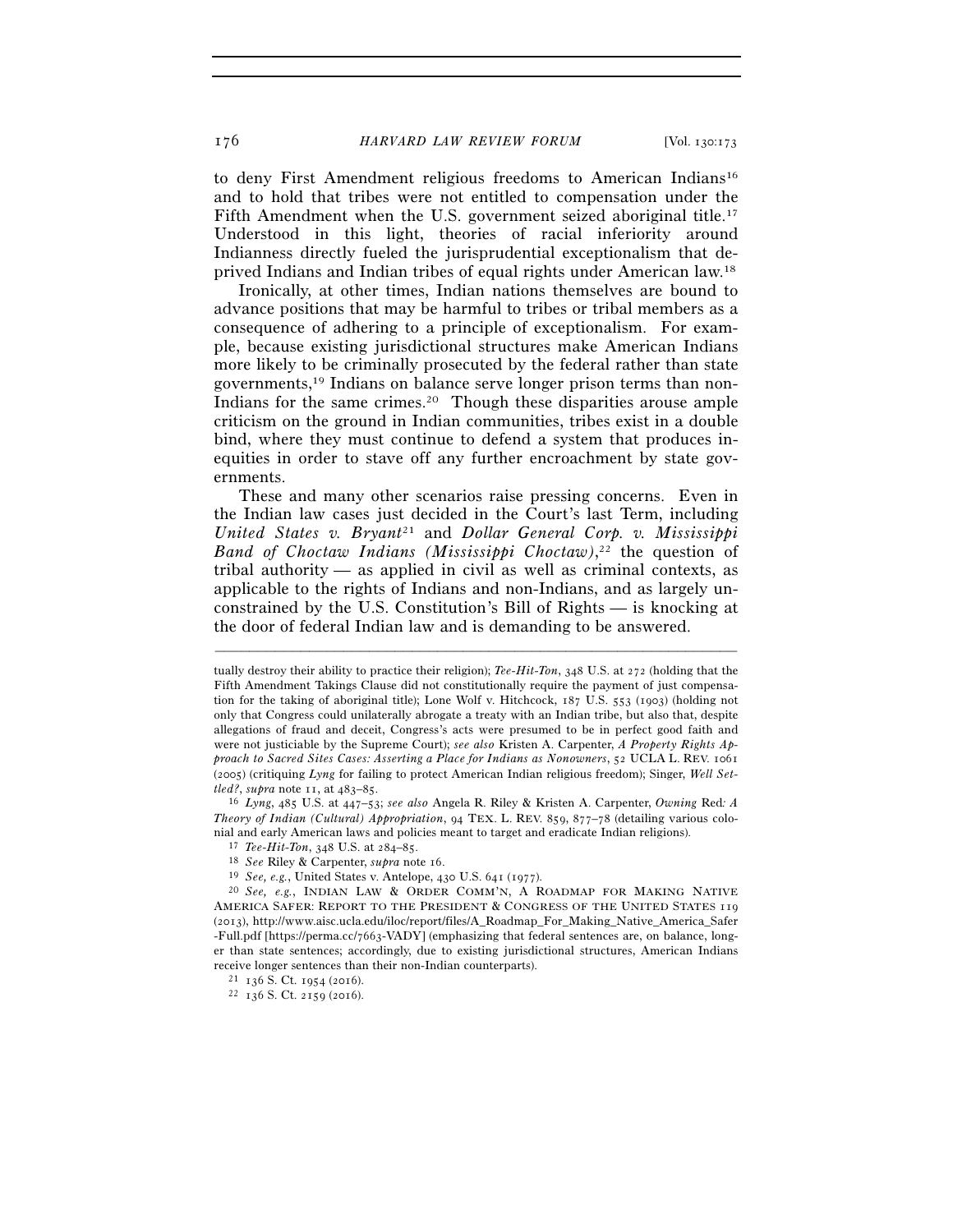to deny First Amendment religious freedoms to American Indians[16] and to hold that tribes were not entitled to compensation under the Fifth Amendment when the U.S. government seized aboriginal title.[17] Understood in this light, theories of racial inferiority around Indianness directly fueled the jurisprudential exceptionalism that deprived Indians and Indian tribes of equal rights under American law.[18]

Ironically, at other times, Indian nations themselves are bound to advance positions that may be harmful to tribes or tribal members as a consequence of adhering to a principle of exceptionalism. For example, because existing jurisdictional structures make American Indians more likely to be criminally prosecuted by the federal rather than state governments,[19] Indians on balance serve longer prison terms than non-Indians for the same crimes.[20] Though these disparities arouse ample criticism on the ground in Indian communities, tribes exist in a double bind, where they must continue to defend a system that produces inequities in order to stave off any further encroachment by state governments.

These and many other scenarios raise pressing concerns. Even in the Indian law cases just decided in the Court's last Term, including *United States v. Bryant*[21] and *Dollar General Corp. v. Mississippi Band of Choctaw Indians (Mississippi Choctaw)*,[22] the question of tribal authority — as applied in civil as well as criminal contexts, as applicable to the rights of Indians and non-Indians, and as largely unconstrained by the U.S. Constitution's Bill of Rights — is knocking at the door of federal Indian law and is demanding to be answered.

---

tually destroy their ability to practice their religion); *Tee-Hit-Ton*, 348 U.S. at 272 (holding that the Fifth Amendment Takings Clause did not constitutionally require the payment of just compensation for the taking of aboriginal title); Lone Wolf v. Hitchcock, 187 U.S. 553 (1903) (holding not only that Congress could unilaterally abrogate a treaty with an Indian tribe, but also that, despite allegations of fraud and deceit, Congress's acts were presumed to be in perfect good faith and were not justiciable by the Supreme Court); *see also* Kristen A. Carpenter, *A Property Rights Approach to Sacred Sites Cases: Asserting a Place for Indians as Nonowners*, 52 UCLA L. REV. 1061 (2005) (critiquing *Lyng* for failing to protect American Indian religious freedom); Singer, *Well Settled?*, *supra* note 11, at 483–85.

[16] *Lyng*, 485 U.S. at 447–53; *see also* Angela R. Riley & Kristen A. Carpenter, *Owning* Red*: A Theory of Indian (Cultural) Appropriation*, 94 TEX. L. REV. 859, 877–78 (detailing various colonial and early American laws and policies meant to target and eradicate Indian religions).

[17] *Tee-Hit-Ton*, 348 U.S. at 284–85.

[18] *See* Riley & Carpenter, *supra* note 16.

[19] *See, e.g.*, United States v. Antelope, 430 U.S. 641 (1977).

[20] *See, e.g.*, INDIAN LAW & ORDER COMM'N, A ROADMAP FOR MAKING NATIVE AMERICA SAFER: REPORT TO THE PRESIDENT & CONGRESS OF THE UNITED STATES 119 (2013), http://www.aisc.ucla.edu/iloc/report/files/A_Roadmap_For_Making_Native_America_Safer-Full.pdf [https://perma.cc/7663-VADY] (emphasizing that federal sentences are, on balance, longer than state sentences; accordingly, due to existing jurisdictional structures, American Indians receive longer sentences than their non-Indian counterparts).

[21] 136 S. Ct. 1954 (2016).

[22] 136 S. Ct. 2159 (2016).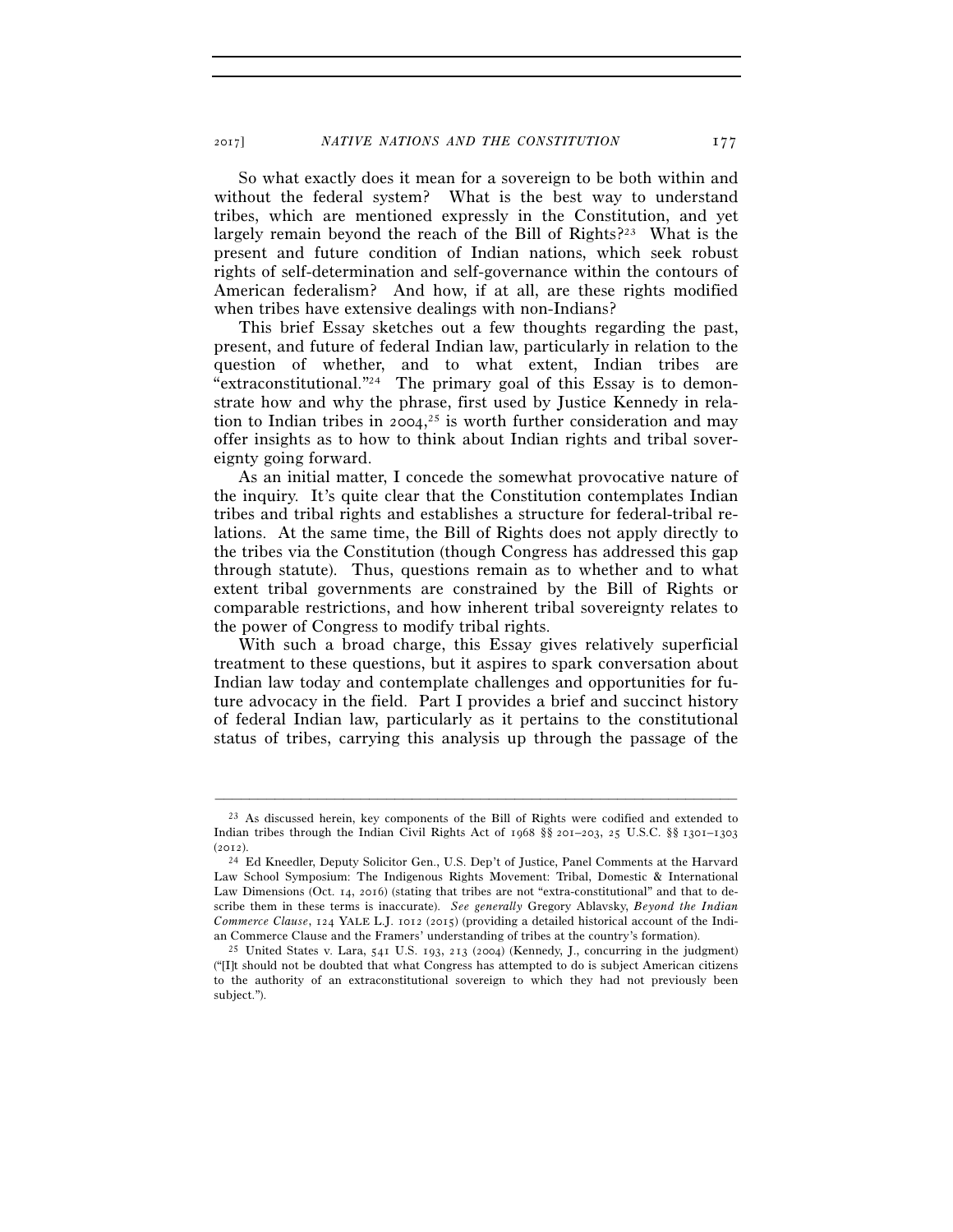So what exactly does it mean for a sovereign to be both within and without the federal system? What is the best way to understand tribes, which are mentioned expressly in the Constitution, and yet largely remain beyond the reach of the Bill of Rights?[23] What is the present and future condition of Indian nations, which seek robust rights of self-determination and self-governance within the contours of American federalism? And how, if at all, are these rights modified when tribes have extensive dealings with non-Indians?

This brief Essay sketches out a few thoughts regarding the past, present, and future of federal Indian law, particularly in relation to the question of whether, and to what extent, Indian tribes are "extraconstitutional."[24] The primary goal of this Essay is to demonstrate how and why the phrase, first used by Justice Kennedy in relation to Indian tribes in 2004,[25] is worth further consideration and may offer insights as to how to think about Indian rights and tribal sovereignty going forward.

As an initial matter, I concede the somewhat provocative nature of the inquiry. It's quite clear that the Constitution contemplates Indian tribes and tribal rights and establishes a structure for federal-tribal relations. At the same time, the Bill of Rights does not apply directly to the tribes via the Constitution (though Congress has addressed this gap through statute). Thus, questions remain as to whether and to what extent tribal governments are constrained by the Bill of Rights or comparable restrictions, and how inherent tribal sovereignty relates to the power of Congress to modify tribal rights.

With such a broad charge, this Essay gives relatively superficial treatment to these questions, but it aspires to spark conversation about Indian law today and contemplate challenges and opportunities for future advocacy in the field. Part I provides a brief and succinct history of federal Indian law, particularly as it pertains to the constitutional status of tribes, carrying this analysis up through the passage of the

---

[23] As discussed herein, key components of the Bill of Rights were codified and extended to Indian tribes through the Indian Civil Rights Act of 1968 §§ 201–203, 25 U.S.C. §§ 1301–1303 (2012).

[24] Ed Kneedler, Deputy Solicitor Gen., U.S. Dep't of Justice, Panel Comments at the Harvard Law School Symposium: The Indigenous Rights Movement: Tribal, Domestic & International Law Dimensions (Oct. 14, 2016) (stating that tribes are not "extra-constitutional" and that to describe them in these terms is inaccurate). *See generally* Gregory Ablavsky, *Beyond the Indian Commerce Clause*, 124 YALE L.J. 1012 (2015) (providing a detailed historical account of the Indian Commerce Clause and the Framers' understanding of tribes at the country's formation).

[25] United States v. Lara, 541 U.S. 193, 213 (2004) (Kennedy, J., concurring in the judgment) ("[I]t should not be doubted that what Congress has attempted to do is subject American citizens to the authority of an extraconstitutional sovereign to which they had not previously been subject.").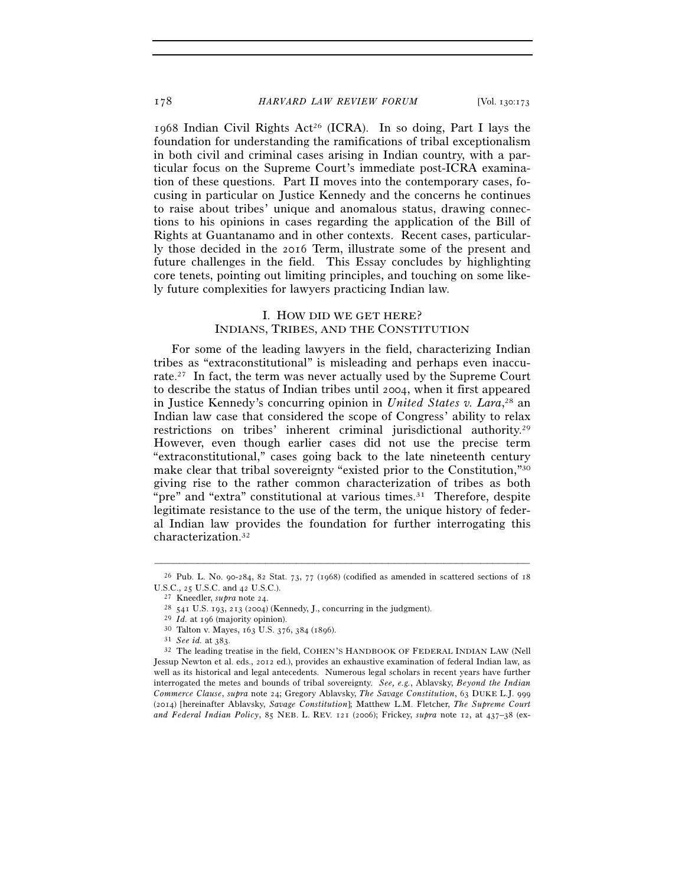1968 Indian Civil Rights Act[26] (ICRA). In so doing, Part I lays the foundation for understanding the ramifications of tribal exceptionalism in both civil and criminal cases arising in Indian country, with a particular focus on the Supreme Court's immediate post-ICRA examination of these questions. Part II moves into the contemporary cases, focusing in particular on Justice Kennedy and the concerns he continues to raise about tribes' unique and anomalous status, drawing connections to his opinions in cases regarding the application of the Bill of Rights at Guantanamo and in other contexts. Recent cases, particularly those decided in the 2016 Term, illustrate some of the present and future challenges in the field. This Essay concludes by highlighting core tenets, pointing out limiting principles, and touching on some likely future complexities for lawyers practicing Indian law.

## I. HOW DID WE GET HERE? INDIANS, TRIBES, AND THE CONSTITUTION

For some of the leading lawyers in the field, characterizing Indian tribes as "extraconstitutional" is misleading and perhaps even inaccurate.[27] In fact, the term was never actually used by the Supreme Court to describe the status of Indian tribes until 2004, when it first appeared in Justice Kennedy's concurring opinion in *United States v. Lara*,[28] an Indian law case that considered the scope of Congress' ability to relax restrictions on tribes' inherent criminal jurisdictional authority.[29] However, even though earlier cases did not use the precise term "extraconstitutional," cases going back to the late nineteenth century make clear that tribal sovereignty "existed prior to the Constitution,"[30] giving rise to the rather common characterization of tribes as both "pre" and "extra" constitutional at various times.[31] Therefore, despite legitimate resistance to the use of the term, the unique history of federal Indian law provides the foundation for further interrogating this characterization.[32]

---

[26] Pub. L. No. 90-284, 82 Stat. 73, 77 (1968) (codified as amended in scattered sections of 18 U.S.C., 25 U.S.C. and 42 U.S.C.).

[27] Kneedler, *supra* note 24.

[28] 541 U.S. 193, 213 (2004) (Kennedy, J., concurring in the judgment).

[29] *Id.* at 196 (majority opinion).

[30] Talton v. Mayes, 163 U.S. 376, 384 (1896).

[31] *See id.* at 383.

[32] The leading treatise in the field, COHEN'S HANDBOOK OF FEDERAL INDIAN LAW (Nell Jessup Newton et al. eds., 2012 ed.), provides an exhaustive examination of federal Indian law, as well as its historical and legal antecedents. Numerous legal scholars in recent years have further interrogated the metes and bounds of tribal sovereignty. *See, e.g.*, Ablavsky, *Beyond the Indian Commerce Clause*, *supra* note 24; Gregory Ablavsky, *The Savage Constitution*, 63 DUKE L.J. 999 (2014) [hereinafter Ablavsky, *Savage Constitution*]; Matthew L.M. Fletcher, *The Supreme Court and Federal Indian Policy*, 85 NEB. L. REV. 121 (2006); Frickey, *supra* note 12, at 437–38 (ex-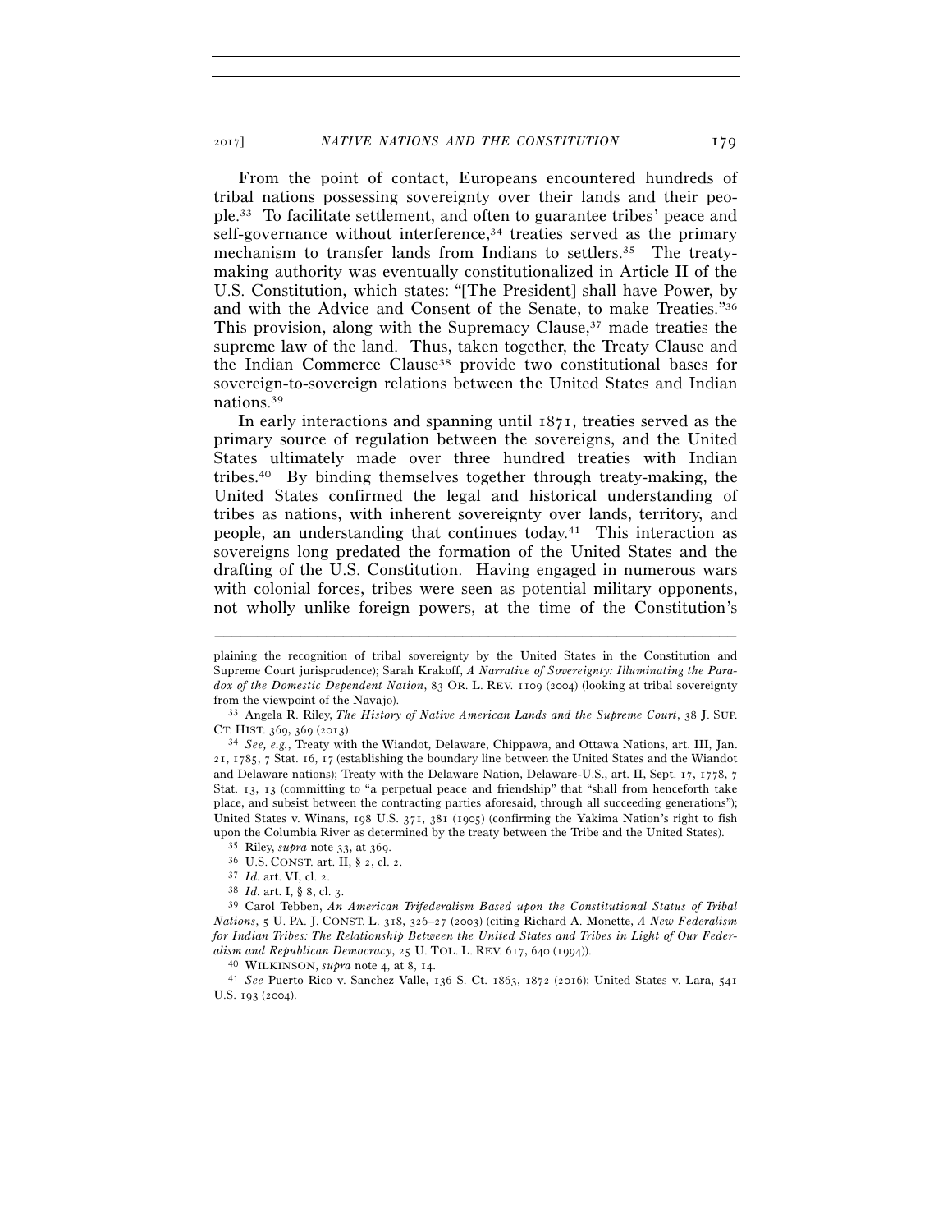From the point of contact, Europeans encountered hundreds of tribal nations possessing sovereignty over their lands and their people.[33] To facilitate settlement, and often to guarantee tribes' peace and self-governance without interference,[34] treaties served as the primary mechanism to transfer lands from Indians to settlers.[35] The treaty-making authority was eventually constitutionalized in Article II of the U.S. Constitution, which states: "[The President] shall have Power, by and with the Advice and Consent of the Senate, to make Treaties."[36] This provision, along with the Supremacy Clause,[37] made treaties the supreme law of the land. Thus, taken together, the Treaty Clause and the Indian Commerce Clause[38] provide two constitutional bases for sovereign-to-sovereign relations between the United States and Indian nations.[39]

In early interactions and spanning until 1871, treaties served as the primary source of regulation between the sovereigns, and the United States ultimately made over three hundred treaties with Indian tribes.[40] By binding themselves together through treaty-making, the United States confirmed the legal and historical understanding of tribes as nations, with inherent sovereignty over lands, territory, and people, an understanding that continues today.[41] This interaction as sovereigns long predated the formation of the United States and the drafting of the U.S. Constitution. Having engaged in numerous wars with colonial forces, tribes were seen as potential military opponents, not wholly unlike foreign powers, at the time of the Constitution's

---

plaining the recognition of tribal sovereignty by the United States in the Constitution and Supreme Court jurisprudence); Sarah Krakoff, *A Narrative of Sovereignty: Illuminating the Paradox of the Domestic Dependent Nation*, 83 OR. L. REV. 1109 (2004) (looking at tribal sovereignty from the viewpoint of the Navajo).

[33] Angela R. Riley, *The History of Native American Lands and the Supreme Court*, 38 J. SUP. CT. HIST. 369, 369 (2013).

[34] *See, e.g.*, Treaty with the Wiandot, Delaware, Chippawa, and Ottawa Nations, art. III, Jan. 21, 1785, 7 Stat. 16, 17 (establishing the boundary line between the United States and the Wiandot and Delaware nations); Treaty with the Delaware Nation, Delaware-U.S., art. II, Sept. 17, 1778, 7 Stat. 13, 13 (committing to "a perpetual peace and friendship" that "shall from henceforth take place, and subsist between the contracting parties aforesaid, through all succeeding generations"); United States v. Winans, 198 U.S. 371, 381 (1905) (confirming the Yakima Nation's right to fish upon the Columbia River as determined by the treaty between the Tribe and the United States).

[35] Riley, *supra* note 33, at 369.

[36] U.S. CONST. art. II, § 2, cl. 2.

[37] *Id.* art. VI, cl. 2.

[38] *Id.* art. I, § 8, cl. 3.

[39] Carol Tebben, *An American Trifederalism Based upon the Constitutional Status of Tribal Nations*, 5 U. PA. J. CONST. L. 318, 326–27 (2003) (citing Richard A. Monette, *A New Federalism for Indian Tribes: The Relationship Between the United States and Tribes in Light of Our Federalism and Republican Democracy*, 25 U. TOL. L. REV. 617, 640 (1994)).

[40] WILKINSON, *supra* note 4, at 8, 14.

[41] *See* Puerto Rico v. Sanchez Valle, 136 S. Ct. 1863, 1872 (2016); United States v. Lara, 541 U.S. 193 (2004).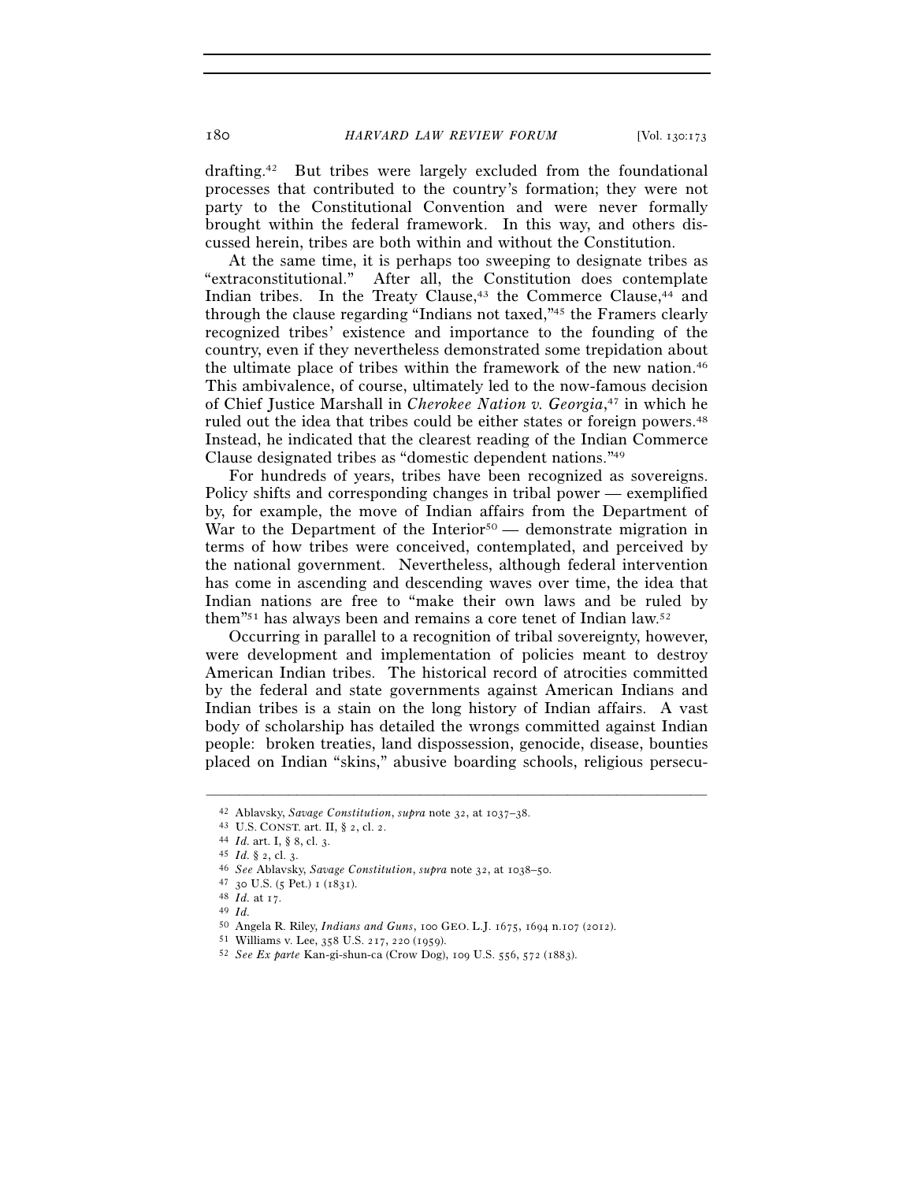drafting.[42] But tribes were largely excluded from the foundational processes that contributed to the country's formation; they were not party to the Constitutional Convention and were never formally brought within the federal framework. In this way, and others discussed herein, tribes are both within and without the Constitution.

At the same time, it is perhaps too sweeping to designate tribes as "extraconstitutional." After all, the Constitution does contemplate Indian tribes. In the Treaty Clause,[43] the Commerce Clause,[44] and through the clause regarding "Indians not taxed,"[45] the Framers clearly recognized tribes' existence and importance to the founding of the country, even if they nevertheless demonstrated some trepidation about the ultimate place of tribes within the framework of the new nation.[46] This ambivalence, of course, ultimately led to the now-famous decision of Chief Justice Marshall in *Cherokee Nation v. Georgia*,[47] in which he ruled out the idea that tribes could be either states or foreign powers.[48] Instead, he indicated that the clearest reading of the Indian Commerce Clause designated tribes as "domestic dependent nations."[49]

For hundreds of years, tribes have been recognized as sovereigns. Policy shifts and corresponding changes in tribal power — exemplified by, for example, the move of Indian affairs from the Department of War to the Department of the Interior[50] — demonstrate migration in terms of how tribes were conceived, contemplated, and perceived by the national government. Nevertheless, although federal intervention has come in ascending and descending waves over time, the idea that Indian nations are free to "make their own laws and be ruled by them"[51] has always been and remains a core tenet of Indian law.[52]

Occurring in parallel to a recognition of tribal sovereignty, however, were development and implementation of policies meant to destroy American Indian tribes. The historical record of atrocities committed by the federal and state governments against American Indians and Indian tribes is a stain on the long history of Indian affairs. A vast body of scholarship has detailed the wrongs committed against Indian people: broken treaties, land dispossession, genocide, disease, bounties placed on Indian "skins," abusive boarding schools, religious persecu-

---

[42] Ablavsky, *Savage Constitution*, *supra* note 32, at 1037–38.

[43] U.S. CONST. art. II, § 2, cl. 2.

[44] *Id.* art. I, § 8, cl. 3.

[45] *Id.* § 2, cl. 3.

[46] *See* Ablavsky, *Savage Constitution*, *supra* note 32, at 1038–50.

[47] 30 U.S. (5 Pet.) 1 (1831).

[48] *Id.* at 17.

[49] *Id.*

[50] Angela R. Riley, *Indians and Guns*, 100 GEO. L.J. 1675, 1694 n.107 (2012).

[51] Williams v. Lee, 358 U.S. 217, 220 (1959).

[52] *See Ex parte* Kan-gi-shun-ca (Crow Dog), 109 U.S. 556, 572 (1883).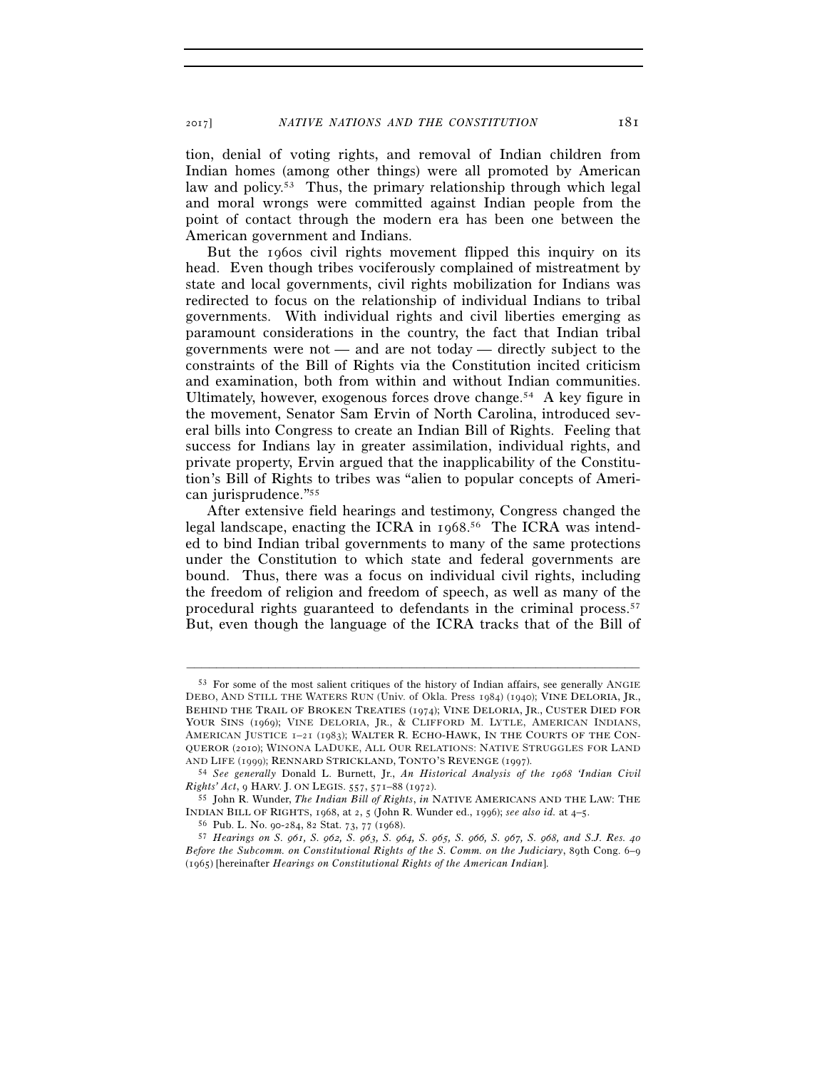tion, denial of voting rights, and removal of Indian children from Indian homes (among other things) were all promoted by American law and policy.[53] Thus, the primary relationship through which legal and moral wrongs were committed against Indian people from the point of contact through the modern era has been one between the American government and Indians.

But the 1960s civil rights movement flipped this inquiry on its head. Even though tribes vociferously complained of mistreatment by state and local governments, civil rights mobilization for Indians was redirected to focus on the relationship of individual Indians to tribal governments. With individual rights and civil liberties emerging as paramount considerations in the country, the fact that Indian tribal governments were not — and are not today — directly subject to the constraints of the Bill of Rights via the Constitution incited criticism and examination, both from within and without Indian communities. Ultimately, however, exogenous forces drove change.[54] A key figure in the movement, Senator Sam Ervin of North Carolina, introduced several bills into Congress to create an Indian Bill of Rights. Feeling that success for Indians lay in greater assimilation, individual rights, and private property, Ervin argued that the inapplicability of the Constitution's Bill of Rights to tribes was "alien to popular concepts of American jurisprudence."[55]

After extensive field hearings and testimony, Congress changed the legal landscape, enacting the ICRA in 1968.[56] The ICRA was intended to bind Indian tribal governments to many of the same protections under the Constitution to which state and federal governments are bound. Thus, there was a focus on individual civil rights, including the freedom of religion and freedom of speech, as well as many of the procedural rights guaranteed to defendants in the criminal process.[57] But, even though the language of the ICRA tracks that of the Bill of

---

[53] For some of the most salient critiques of the history of Indian affairs, see generally ANGIE DEBO, AND STILL THE WATERS RUN (Univ. of Okla. Press 1984) (1940); VINE DELORIA, JR., BEHIND THE TRAIL OF BROKEN TREATIES (1974); VINE DELORIA, JR., CUSTER DIED FOR YOUR SINS (1969); VINE DELORIA, JR., & CLIFFORD M. LYTLE, AMERICAN INDIANS, AMERICAN JUSTICE 1–21 (1983); WALTER R. ECHO-HAWK, IN THE COURTS OF THE CONQUEROR (2010); WINONA LADUKE, ALL OUR RELATIONS: NATIVE STRUGGLES FOR LAND AND LIFE (1999); RENNARD STRICKLAND, TONTO'S REVENGE (1997).

[54] *See generally* Donald L. Burnett, Jr., *An Historical Analysis of the 1968 'Indian Civil Rights' Act*, 9 HARV. J. ON LEGIS. 557, 571–88 (1972).

[55] John R. Wunder, *The Indian Bill of Rights*, *in* NATIVE AMERICANS AND THE LAW: THE INDIAN BILL OF RIGHTS, 1968, at 2, 5 (John R. Wunder ed., 1996); *see also id.* at 4–5.

[56] Pub. L. No. 90-284, 82 Stat. 73, 77 (1968).

[57] *Hearings on S. 961, S. 962, S. 963, S. 964, S. 965, S. 966, S. 967, S. 968, and S.J. Res. 40 Before the Subcomm. on Constitutional Rights of the S. Comm. on the Judiciary*, 89th Cong. 6–9 (1965) [hereinafter *Hearings on Constitutional Rights of the American Indian*].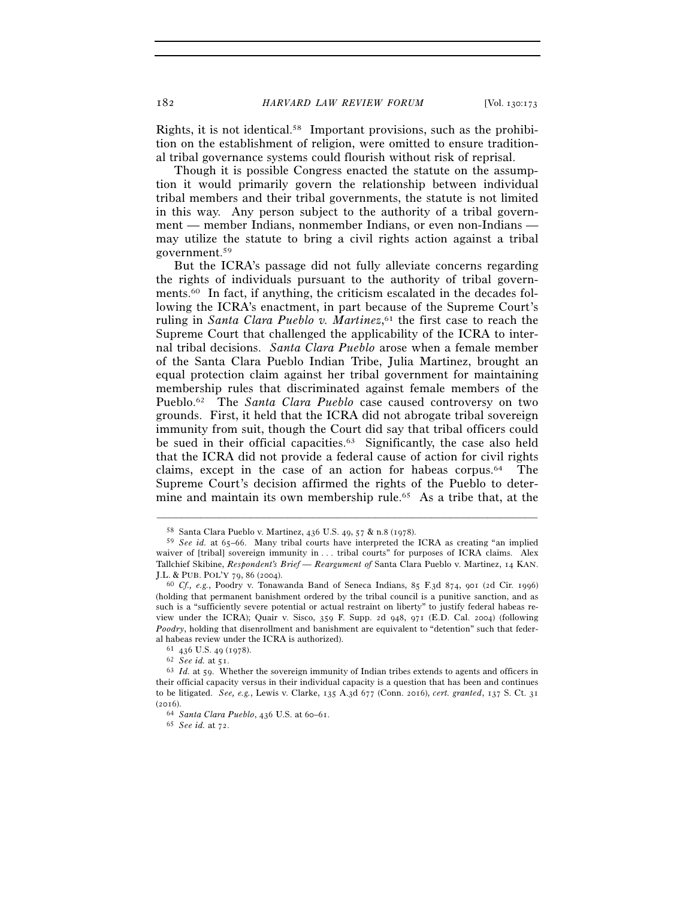Rights, it is not identical.[58] Important provisions, such as the prohibition on the establishment of religion, were omitted to ensure traditional tribal governance systems could flourish without risk of reprisal.

Though it is possible Congress enacted the statute on the assumption it would primarily govern the relationship between individual tribal members and their tribal governments, the statute is not limited in this way. Any person subject to the authority of a tribal government — member Indians, nonmember Indians, or even non-Indians — may utilize the statute to bring a civil rights action against a tribal government.[59]

But the ICRA's passage did not fully alleviate concerns regarding the rights of individuals pursuant to the authority of tribal governments.[60] In fact, if anything, the criticism escalated in the decades following the ICRA's enactment, in part because of the Supreme Court's ruling in *Santa Clara Pueblo v. Martinez*,[61] the first case to reach the Supreme Court that challenged the applicability of the ICRA to internal tribal decisions. *Santa Clara Pueblo* arose when a female member of the Santa Clara Pueblo Indian Tribe, Julia Martinez, brought an equal protection claim against her tribal government for maintaining membership rules that discriminated against female members of the Pueblo.[62] The *Santa Clara Pueblo* case caused controversy on two grounds. First, it held that the ICRA did not abrogate tribal sovereign immunity from suit, though the Court did say that tribal officers could be sued in their official capacities.[63] Significantly, the case also held that the ICRA did not provide a federal cause of action for civil rights claims, except in the case of an action for habeas corpus.[64] The Supreme Court's decision affirmed the rights of the Pueblo to determine and maintain its own membership rule.[65] As a tribe that, at the

---

[58] Santa Clara Pueblo v. Martinez, 436 U.S. 49, 57 & n.8 (1978).

[59] *See id.* at 65–66. Many tribal courts have interpreted the ICRA as creating "an implied waiver of [tribal] sovereign immunity in . . . tribal courts" for purposes of ICRA claims. Alex Tallchief Skibine, *Respondent's Brief — Reargument of* Santa Clara Pueblo v. Martinez, 14 KAN. J.L. & PUB. POL'Y 79, 86 (2004).

[60] *Cf., e.g.*, Poodry v. Tonawanda Band of Seneca Indians, 85 F.3d 874, 901 (2d Cir. 1996) (holding that permanent banishment ordered by the tribal council is a punitive sanction, and as such is a "sufficiently severe potential or actual restraint on liberty" to justify federal habeas review under the ICRA); Quair v. Sisco, 359 F. Supp. 2d 948, 971 (E.D. Cal. 2004) (following *Poodry*, holding that disenrollment and banishment are equivalent to "detention" such that federal habeas review under the ICRA is authorized).

[61] 436 U.S. 49 (1978).

[62] *See id.* at 51.

[63] *Id.* at 59. Whether the sovereign immunity of Indian tribes extends to agents and officers in their official capacity versus in their individual capacity is a question that has been and continues to be litigated. *See, e.g.*, Lewis v. Clarke, 135 A.3d 677 (Conn. 2016), *cert. granted*, 137 S. Ct. 31 (2016).

[64] *Santa Clara Pueblo*, 436 U.S. at 60–61.

[65] *See id.* at 72.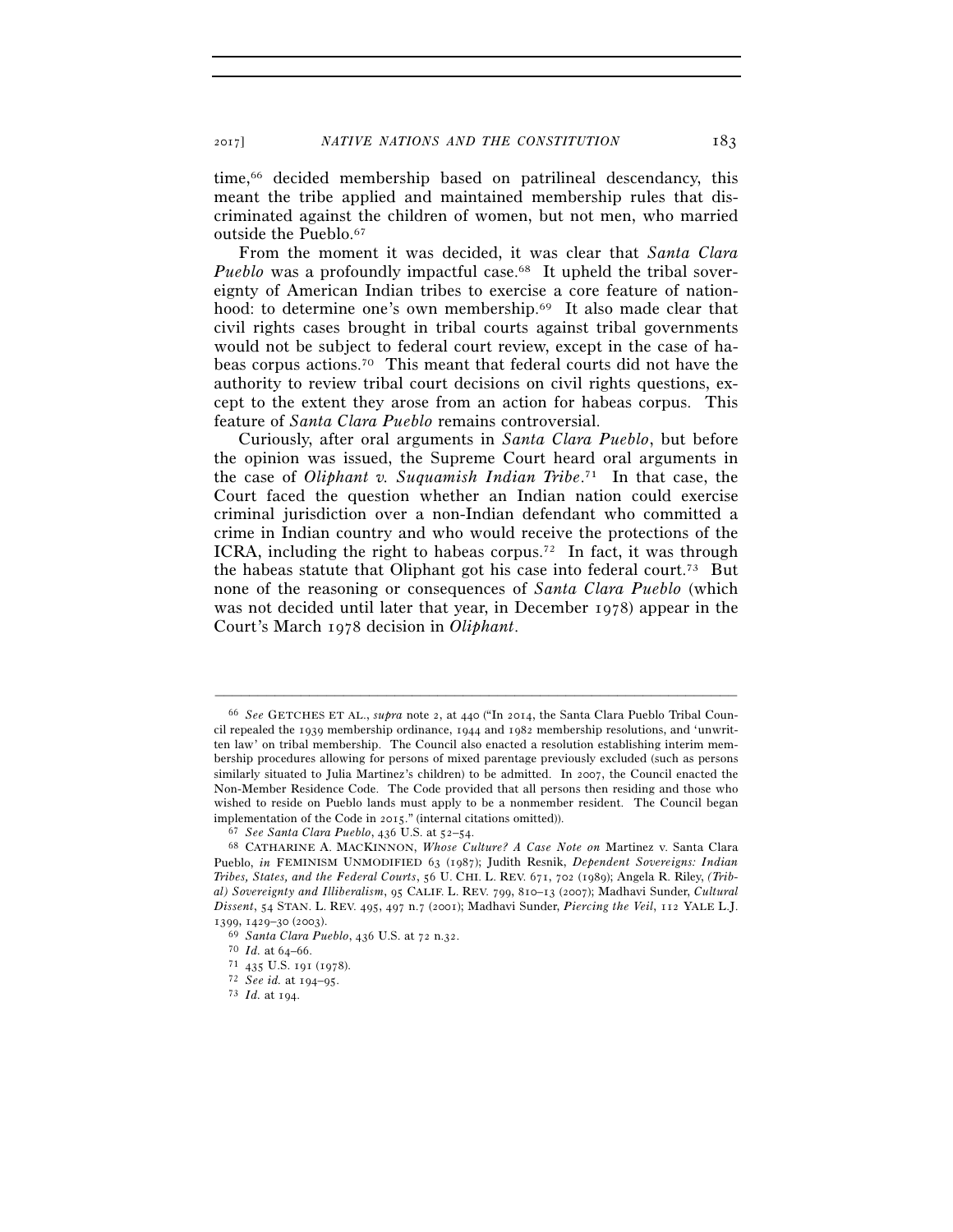time,[66] decided membership based on patrilineal descendancy, this meant the tribe applied and maintained membership rules that discriminated against the children of women, but not men, who married outside the Pueblo.[67]

From the moment it was decided, it was clear that *Santa Clara Pueblo* was a profoundly impactful case.[68] It upheld the tribal sovereignty of American Indian tribes to exercise a core feature of nationhood: to determine one's own membership.[69] It also made clear that civil rights cases brought in tribal courts against tribal governments would not be subject to federal court review, except in the case of habeas corpus actions.[70] This meant that federal courts did not have the authority to review tribal court decisions on civil rights questions, except to the extent they arose from an action for habeas corpus. This feature of *Santa Clara Pueblo* remains controversial.

Curiously, after oral arguments in *Santa Clara Pueblo*, but before the opinion was issued, the Supreme Court heard oral arguments in the case of *Oliphant v. Suquamish Indian Tribe*.[71] In that case, the Court faced the question whether an Indian nation could exercise criminal jurisdiction over a non-Indian defendant who committed a crime in Indian country and who would receive the protections of the ICRA, including the right to habeas corpus.[72] In fact, it was through the habeas statute that Oliphant got his case into federal court.[73] But none of the reasoning or consequences of *Santa Clara Pueblo* (which was not decided until later that year, in December 1978) appear in the Court's March 1978 decision in *Oliphant*.

---

[66] *See* GETCHES ET AL., *supra* note 2, at 440 ("In 2014, the Santa Clara Pueblo Tribal Council repealed the 1939 membership ordinance, 1944 and 1982 membership resolutions, and 'unwritten law' on tribal membership. The Council also enacted a resolution establishing interim membership procedures allowing for persons of mixed parentage previously excluded (such as persons similarly situated to Julia Martinez's children) to be admitted. In 2007, the Council enacted the Non-Member Residence Code. The Code provided that all persons then residing and those who wished to reside on Pueblo lands must apply to be a nonmember resident. The Council began implementation of the Code in 2015." (internal citations omitted)).

[67] *See Santa Clara Pueblo*, 436 U.S. at 52–54.

[68] CATHARINE A. MACKINNON, *Whose Culture? A Case Note on* Martinez v. Santa Clara Pueblo, *in* FEMINISM UNMODIFIED 63 (1987); Judith Resnik, *Dependent Sovereigns: Indian Tribes, States, and the Federal Courts*, 56 U. CHI. L. REV. 671, 702 (1989); Angela R. Riley, *(Tribal) Sovereignty and Illiberalism*, 95 CALIF. L. REV. 799, 810–13 (2007); Madhavi Sunder, *Cultural Dissent*, 54 STAN. L. REV. 495, 497 n.7 (2001); Madhavi Sunder, *Piercing the Veil*, 112 YALE L.J. 1399, 1429–30 (2003).

[69] *Santa Clara Pueblo*, 436 U.S. at 72 n.32.

[70] *Id.* at 64–66.

[71] 435 U.S. 191 (1978).

[72] *See id.* at 194–95.

[73] *Id.* at 194.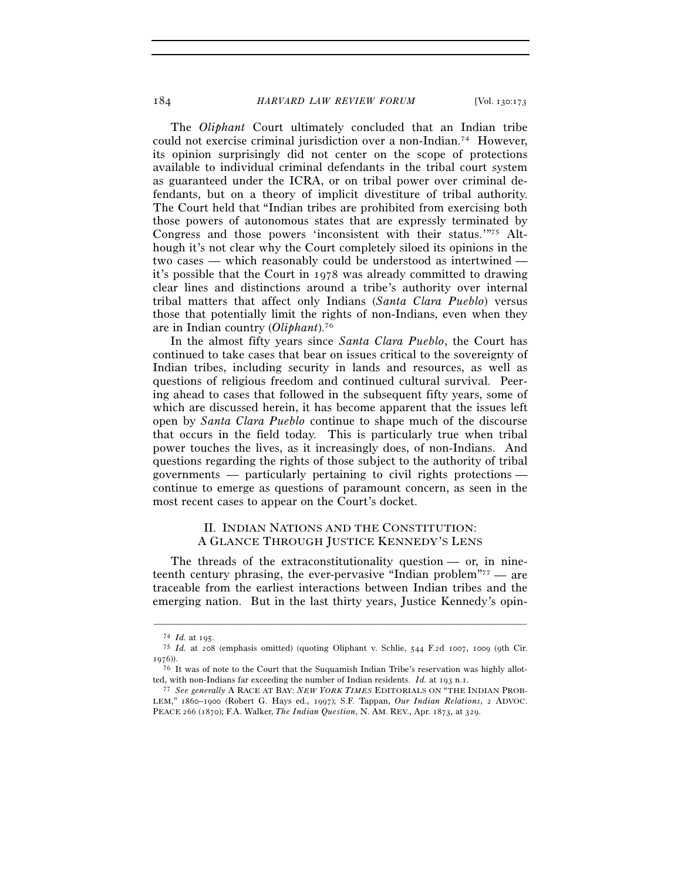The *Oliphant* Court ultimately concluded that an Indian tribe could not exercise criminal jurisdiction over a non-Indian.[74] However, its opinion surprisingly did not center on the scope of protections available to individual criminal defendants in the tribal court system as guaranteed under the ICRA, or on tribal power over criminal defendants, but on a theory of implicit divestiture of tribal authority. The Court held that "Indian tribes are prohibited from exercising both those powers of autonomous states that are expressly terminated by Congress and those powers 'inconsistent with their status.'"[75] Although it's not clear why the Court completely siloed its opinions in the two cases — which reasonably could be understood as intertwined — it's possible that the Court in 1978 was already committed to drawing clear lines and distinctions around a tribe's authority over internal tribal matters that affect only Indians (*Santa Clara Pueblo*) versus those that potentially limit the rights of non-Indians, even when they are in Indian country (*Oliphant*).[76]

In the almost fifty years since *Santa Clara Pueblo*, the Court has continued to take cases that bear on issues critical to the sovereignty of Indian tribes, including security in lands and resources, as well as questions of religious freedom and continued cultural survival. Peering ahead to cases that followed in the subsequent fifty years, some of which are discussed herein, it has become apparent that the issues left open by *Santa Clara Pueblo* continue to shape much of the discourse that occurs in the field today. This is particularly true when tribal power touches the lives, as it increasingly does, of non-Indians. And questions regarding the rights of those subject to the authority of tribal governments — particularly pertaining to civil rights protections — continue to emerge as questions of paramount concern, as seen in the most recent cases to appear on the Court's docket.

## II. INDIAN NATIONS AND THE CONSTITUTION: A GLANCE THROUGH JUSTICE KENNEDY'S LENS

The threads of the extraconstitutionality question — or, in nineteenth century phrasing, the ever-pervasive "Indian problem"[77] — are traceable from the earliest interactions between Indian tribes and the emerging nation. But in the last thirty years, Justice Kennedy's opin-

---

[74] *Id.* at 195.

[75] *Id.* at 208 (emphasis omitted) (quoting Oliphant v. Schlie, 544 F.2d 1007, 1009 (9th Cir. 1976)).

[76] It was of note to the Court that the Suquamish Indian Tribe's reservation was highly allotted, with non-Indians far exceeding the number of Indian residents. *Id.* at 193 n.1.

[77] *See generally* A RACE AT BAY: *NEW YORK TIMES* EDITORIALS ON "THE INDIAN PROBLEM," 1860–1900 (Robert G. Hays ed., 1997); S.F. Tappan, *Our Indian Relations*, 2 ADVOC. PEACE 266 (1870); F.A. Walker, *The Indian Question*, N. AM. REV., Apr. 1873, at 329.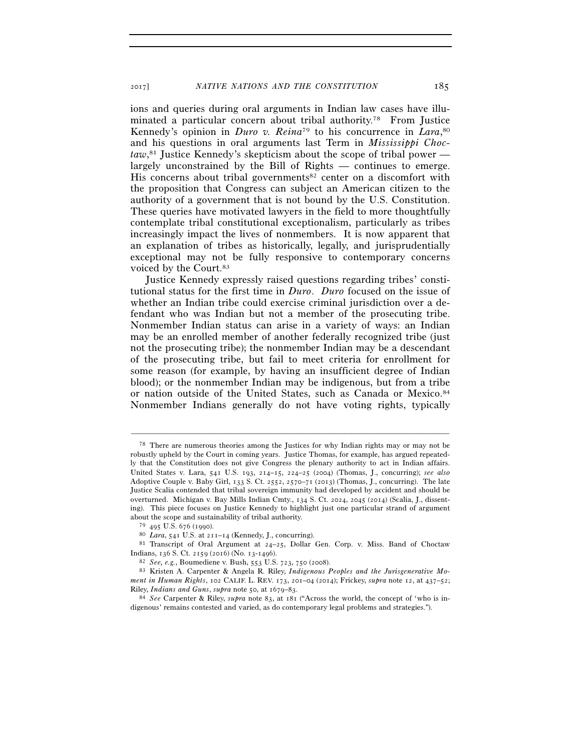ions and queries during oral arguments in Indian law cases have illuminated a particular concern about tribal authority.[78] From Justice Kennedy's opinion in *Duro v. Reina*[79] to his concurrence in *Lara*,[80] and his questions in oral arguments last Term in *Mississippi Choctaw*,[81] Justice Kennedy's skepticism about the scope of tribal power — largely unconstrained by the Bill of Rights — continues to emerge. His concerns about tribal governments[82] center on a discomfort with the proposition that Congress can subject an American citizen to the authority of a government that is not bound by the U.S. Constitution. These queries have motivated lawyers in the field to more thoughtfully contemplate tribal constitutional exceptionalism, particularly as tribes increasingly impact the lives of nonmembers. It is now apparent that an explanation of tribes as historically, legally, and jurisprudentially exceptional may not be fully responsive to contemporary concerns voiced by the Court.[83]

Justice Kennedy expressly raised questions regarding tribes' constitutional status for the first time in *Duro*. *Duro* focused on the issue of whether an Indian tribe could exercise criminal jurisdiction over a defendant who was Indian but not a member of the prosecuting tribe. Nonmember Indian status can arise in a variety of ways: an Indian may be an enrolled member of another federally recognized tribe (just not the prosecuting tribe); the nonmember Indian may be a descendant of the prosecuting tribe, but fail to meet criteria for enrollment for some reason (for example, by having an insufficient degree of Indian blood); or the nonmember Indian may be indigenous, but from a tribe or nation outside of the United States, such as Canada or Mexico.[84] Nonmember Indians generally do not have voting rights, typically

---

[78] There are numerous theories among the Justices for why Indian rights may or may not be robustly upheld by the Court in coming years. Justice Thomas, for example, has argued repeatedly that the Constitution does not give Congress the plenary authority to act in Indian affairs. United States v. Lara, 541 U.S. 193, 214–15, 224–25 (2004) (Thomas, J., concurring); *see also* Adoptive Couple v. Baby Girl, 133 S. Ct. 2552, 2570–71 (2013) (Thomas, J., concurring). The late Justice Scalia contended that tribal sovereign immunity had developed by accident and should be overturned. Michigan v. Bay Mills Indian Cmty., 134 S. Ct. 2024, 2045 (2014) (Scalia, J., dissenting). This piece focuses on Justice Kennedy to highlight just one particular strand of argument about the scope and sustainability of tribal authority.

[79] 495 U.S. 676 (1990).

[80] *Lara*, 541 U.S. at 211–14 (Kennedy, J., concurring).

[81] Transcript of Oral Argument at 24–25, Dollar Gen. Corp. v. Miss. Band of Choctaw Indians, 136 S. Ct. 2159 (2016) (No. 13-1496).

[82] *See, e.g.*, Boumediene v. Bush, 553 U.S. 723, 750 (2008).

[83] Kristen A. Carpenter & Angela R. Riley, *Indigenous Peoples and the Jurisgenerative Moment in Human Rights*, 102 CALIF. L. REV. 173, 201–04 (2014); Frickey, *supra* note 12, at 437–52; Riley, *Indians and Guns*, *supra* note 50, at 1679–83.

[84] *See* Carpenter & Riley, *supra* note 83, at 181 ("Across the world, the concept of 'who is indigenous' remains contested and varied, as do contemporary legal problems and strategies.").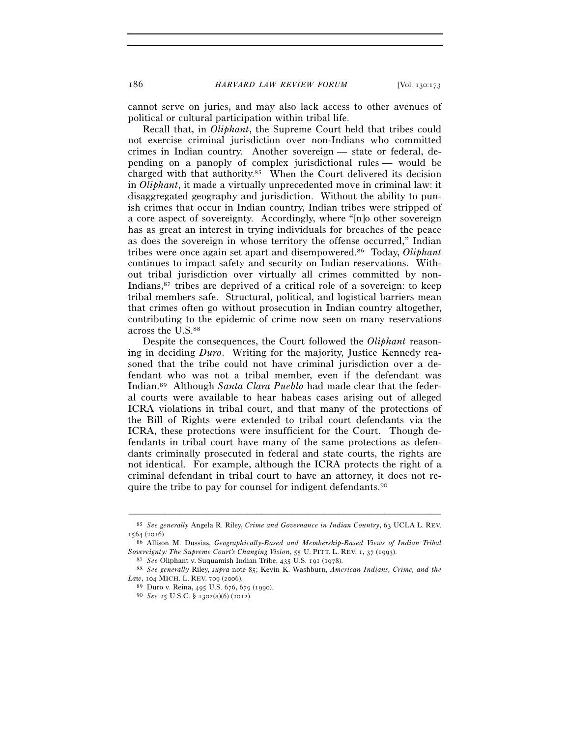cannot serve on juries, and may also lack access to other avenues of political or cultural participation within tribal life.

Recall that, in *Oliphant*, the Supreme Court held that tribes could not exercise criminal jurisdiction over non-Indians who committed crimes in Indian country. Another sovereign — state or federal, depending on a panoply of complex jurisdictional rules — would be charged with that authority.[85] When the Court delivered its decision in *Oliphant*, it made a virtually unprecedented move in criminal law: it disaggregated geography and jurisdiction. Without the ability to punish crimes that occur in Indian country, Indian tribes were stripped of a core aspect of sovereignty. Accordingly, where "[n]o other sovereign has as great an interest in trying individuals for breaches of the peace as does the sovereign in whose territory the offense occurred," Indian tribes were once again set apart and disempowered.[86] Today, *Oliphant* continues to impact safety and security on Indian reservations. Without tribal jurisdiction over virtually all crimes committed by non-Indians,[87] tribes are deprived of a critical role of a sovereign: to keep tribal members safe. Structural, political, and logistical barriers mean that crimes often go without prosecution in Indian country altogether, contributing to the epidemic of crime now seen on many reservations across the U.S.[88]

Despite the consequences, the Court followed the *Oliphant* reasoning in deciding *Duro*. Writing for the majority, Justice Kennedy reasoned that the tribe could not have criminal jurisdiction over a defendant who was not a tribal member, even if the defendant was Indian.[89] Although *Santa Clara Pueblo* had made clear that the federal courts were available to hear habeas cases arising out of alleged ICRA violations in tribal court, and that many of the protections of the Bill of Rights were extended to tribal court defendants via the ICRA, these protections were insufficient for the Court. Though defendants in tribal court have many of the same protections as defendants criminally prosecuted in federal and state courts, the rights are not identical. For example, although the ICRA protects the right of a criminal defendant in tribal court to have an attorney, it does not require the tribe to pay for counsel for indigent defendants.[90]

---

[85] *See generally* Angela R. Riley, *Crime and Governance in Indian Country*, 63 UCLA L. REV. 1564 (2016).

[86] Allison M. Dussias, *Geographically-Based and Membership-Based Views of Indian Tribal Sovereignty: The Supreme Court's Changing Vision*, 55 U. PITT. L. REV. 1, 37 (1993).

[87] *See* Oliphant v. Suquamish Indian Tribe, 435 U.S. 191 (1978).

[88] *See generally* Riley, *supra* note 85; Kevin K. Washburn, *American Indians, Crime, and the Law*, 104 MICH. L. REV. 709 (2006).

[89] Duro v. Reina, 495 U.S. 676, 679 (1990).

[90] *See* 25 U.S.C. § 1302(a)(6) (2012).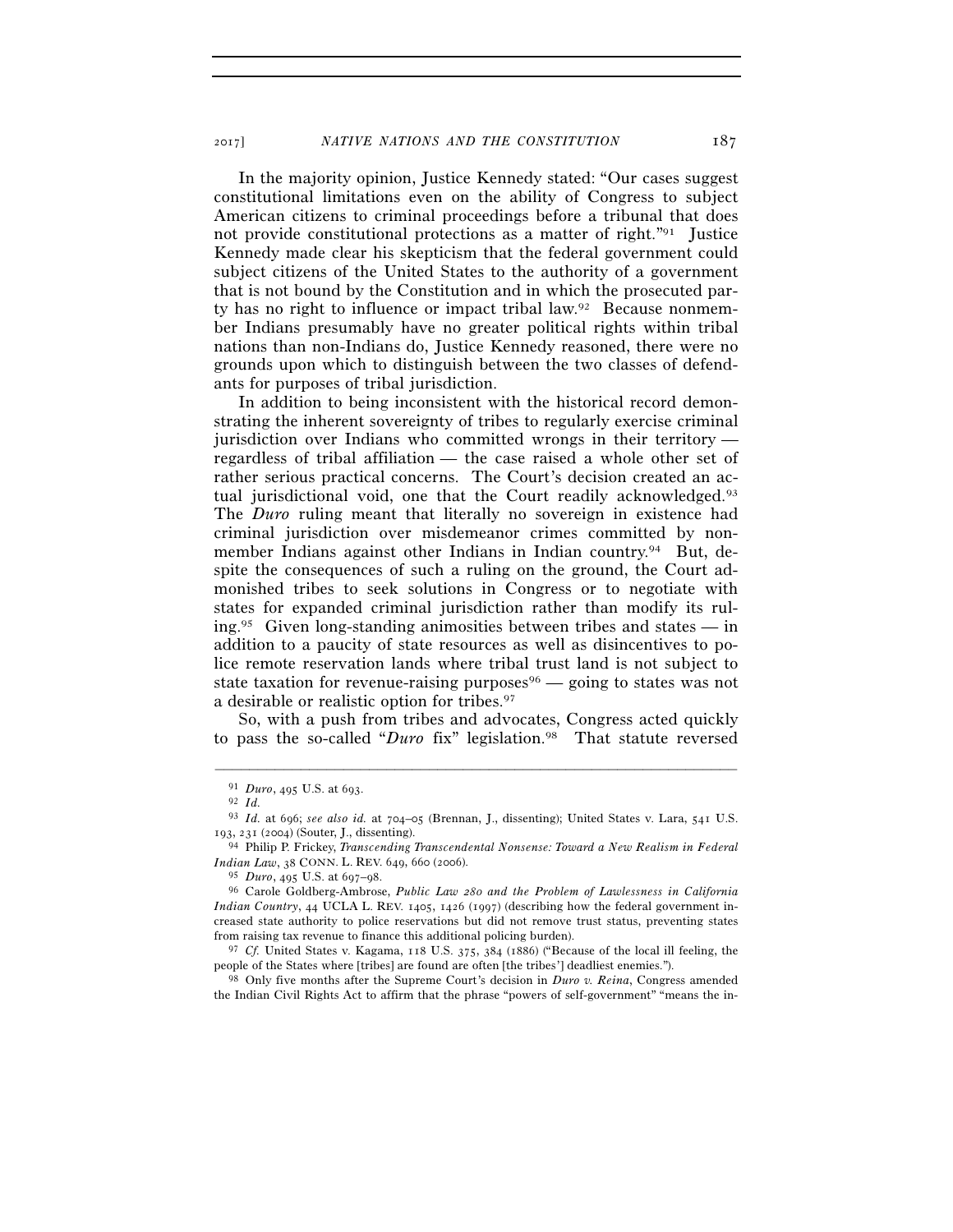In the majority opinion, Justice Kennedy stated: "Our cases suggest constitutional limitations even on the ability of Congress to subject American citizens to criminal proceedings before a tribunal that does not provide constitutional protections as a matter of right."[91] Justice Kennedy made clear his skepticism that the federal government could subject citizens of the United States to the authority of a government that is not bound by the Constitution and in which the prosecuted party has no right to influence or impact tribal law.[92] Because nonmember Indians presumably have no greater political rights within tribal nations than non-Indians do, Justice Kennedy reasoned, there were no grounds upon which to distinguish between the two classes of defendants for purposes of tribal jurisdiction.

In addition to being inconsistent with the historical record demonstrating the inherent sovereignty of tribes to regularly exercise criminal jurisdiction over Indians who committed wrongs in their territory — regardless of tribal affiliation — the case raised a whole other set of rather serious practical concerns. The Court's decision created an actual jurisdictional void, one that the Court readily acknowledged.[93] The *Duro* ruling meant that literally no sovereign in existence had criminal jurisdiction over misdemeanor crimes committed by nonmember Indians against other Indians in Indian country.[94] But, despite the consequences of such a ruling on the ground, the Court admonished tribes to seek solutions in Congress or to negotiate with states for expanded criminal jurisdiction rather than modify its ruling.[95] Given long-standing animosities between tribes and states — in addition to a paucity of state resources as well as disincentives to police remote reservation lands where tribal trust land is not subject to state taxation for revenue-raising purposes[96] — going to states was not a desirable or realistic option for tribes.[97]

So, with a push from tribes and advocates, Congress acted quickly to pass the so-called "*Duro* fix" legislation.[98] That statute reversed

---

[91] *Duro*, 495 U.S. at 693.

[92] *Id.*

[93] *Id.* at 696; *see also id.* at 704–05 (Brennan, J., dissenting); United States v. Lara, 541 U.S. 193, 231 (2004) (Souter, J., dissenting).

[94] Philip P. Frickey, *Transcending Transcendental Nonsense: Toward a New Realism in Federal Indian Law*, 38 CONN. L. REV. 649, 660 (2006).

[95] *Duro*, 495 U.S. at 697–98.

[96] Carole Goldberg-Ambrose, *Public Law 280 and the Problem of Lawlessness in California Indian Country*, 44 UCLA L. REV. 1405, 1426 (1997) (describing how the federal government increased state authority to police reservations but did not remove trust status, preventing states from raising tax revenue to finance this additional policing burden).

[97] *Cf.* United States v. Kagama, 118 U.S. 375, 384 (1886) ("Because of the local ill feeling, the people of the States where [tribes] are found are often [the tribes'] deadliest enemies.").

[98] Only five months after the Supreme Court's decision in *Duro v. Reina*, Congress amended the Indian Civil Rights Act to affirm that the phrase "powers of self-government" "means the in-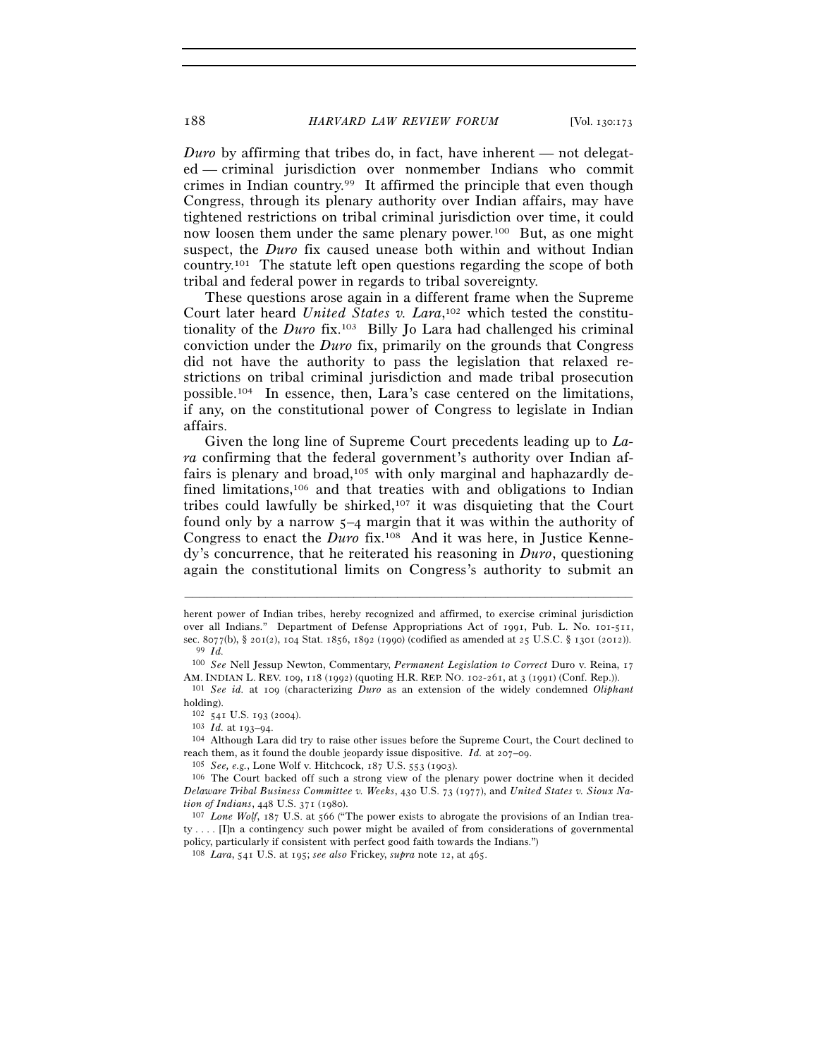*Duro* by affirming that tribes do, in fact, have inherent — not delegated — criminal jurisdiction over nonmember Indians who commit crimes in Indian country.[99] It affirmed the principle that even though Congress, through its plenary authority over Indian affairs, may have tightened restrictions on tribal criminal jurisdiction over time, it could now loosen them under the same plenary power.[100] But, as one might suspect, the *Duro* fix caused unease both within and without Indian country.[101] The statute left open questions regarding the scope of both tribal and federal power in regards to tribal sovereignty.

These questions arose again in a different frame when the Supreme Court later heard *United States v. Lara*,[102] which tested the constitutionality of the *Duro* fix.[103] Billy Jo Lara had challenged his criminal conviction under the *Duro* fix, primarily on the grounds that Congress did not have the authority to pass the legislation that relaxed restrictions on tribal criminal jurisdiction and made tribal prosecution possible.[104] In essence, then, Lara's case centered on the limitations, if any, on the constitutional power of Congress to legislate in Indian affairs.

Given the long line of Supreme Court precedents leading up to *Lara* confirming that the federal government's authority over Indian affairs is plenary and broad,[105] with only marginal and haphazardly defined limitations,[106] and that treaties with and obligations to Indian tribes could lawfully be shirked,[107] it was disquieting that the Court found only by a narrow 5–4 margin that it was within the authority of Congress to enact the *Duro* fix.[108] And it was here, in Justice Kennedy's concurrence, that he reiterated his reasoning in *Duro*, questioning again the constitutional limits on Congress's authority to submit an

---

herent power of Indian tribes, hereby recognized and affirmed, to exercise criminal jurisdiction over all Indians." Department of Defense Appropriations Act of 1991, Pub. L. No. 101-511, sec. 8077(b), § 201(2), 104 Stat. 1856, 1892 (1990) (codified as amended at 25 U.S.C. § 1301 (2012)).

[99] *Id.*

[100] *See* Nell Jessup Newton, Commentary, *Permanent Legislation to Correct* Duro v. Reina, 17 AM. INDIAN L. REV. 109, 118 (1992) (quoting H.R. REP. NO. 102-261, at 3 (1991) (Conf. Rep.)).

[101] *See id.* at 109 (characterizing *Duro* as an extension of the widely condemned *Oliphant* holding).

[102] 541 U.S. 193 (2004).

[103] *Id.* at 193–94.

[104] Although Lara did try to raise other issues before the Supreme Court, the Court declined to reach them, as it found the double jeopardy issue dispositive. *Id.* at 207–09.

[105] *See, e.g.*, Lone Wolf v. Hitchcock, 187 U.S. 553 (1903).

[106] The Court backed off such a strong view of the plenary power doctrine when it decided *Delaware Tribal Business Committee v. Weeks*, 430 U.S. 73 (1977), and *United States v. Sioux Nation of Indians*, 448 U.S. 371 (1980).

[107] *Lone Wolf*, 187 U.S. at 566 ("The power exists to abrogate the provisions of an Indian treaty . . . . [I]n a contingency such power might be availed of from considerations of governmental policy, particularly if consistent with perfect good faith towards the Indians.")

[108] *Lara*, 541 U.S. at 195; *see also* Frickey, *supra* note 12, at 465.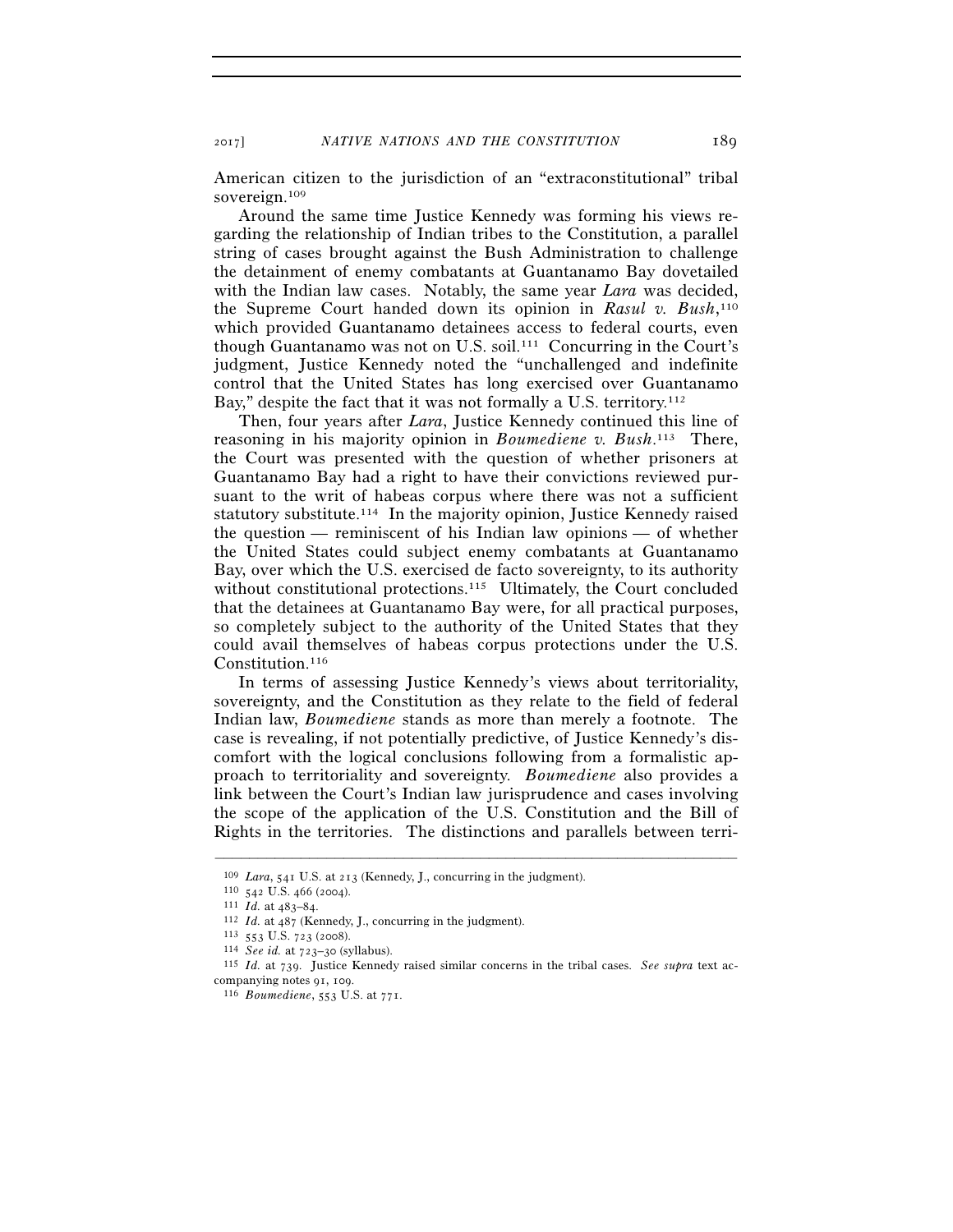American citizen to the jurisdiction of an "extraconstitutional" tribal sovereign.[109]

Around the same time Justice Kennedy was forming his views regarding the relationship of Indian tribes to the Constitution, a parallel string of cases brought against the Bush Administration to challenge the detainment of enemy combatants at Guantanamo Bay dovetailed with the Indian law cases. Notably, the same year *Lara* was decided, the Supreme Court handed down its opinion in *Rasul v. Bush*,[110] which provided Guantanamo detainees access to federal courts, even though Guantanamo was not on U.S. soil.[111] Concurring in the Court's judgment, Justice Kennedy noted the "unchallenged and indefinite control that the United States has long exercised over Guantanamo Bay," despite the fact that it was not formally a U.S. territory.[112]

Then, four years after *Lara*, Justice Kennedy continued this line of reasoning in his majority opinion in *Boumediene v. Bush*.[113] There, the Court was presented with the question of whether prisoners at Guantanamo Bay had a right to have their convictions reviewed pursuant to the writ of habeas corpus where there was not a sufficient statutory substitute.[114] In the majority opinion, Justice Kennedy raised the question — reminiscent of his Indian law opinions — of whether the United States could subject enemy combatants at Guantanamo Bay, over which the U.S. exercised de facto sovereignty, to its authority without constitutional protections.[115] Ultimately, the Court concluded that the detainees at Guantanamo Bay were, for all practical purposes, so completely subject to the authority of the United States that they could avail themselves of habeas corpus protections under the U.S. Constitution.[116]

In terms of assessing Justice Kennedy's views about territoriality, sovereignty, and the Constitution as they relate to the field of federal Indian law, *Boumediene* stands as more than merely a footnote. The case is revealing, if not potentially predictive, of Justice Kennedy's discomfort with the logical conclusions following from a formalistic approach to territoriality and sovereignty. *Boumediene* also provides a link between the Court's Indian law jurisprudence and cases involving the scope of the application of the U.S. Constitution and the Bill of Rights in the territories. The distinctions and parallels between terri-

---

[109] *Lara*, 541 U.S. at 213 (Kennedy, J., concurring in the judgment).

[110] 542 U.S. 466 (2004).

[111] *Id.* at 483–84.

[112] *Id.* at 487 (Kennedy, J., concurring in the judgment).

[113] 553 U.S. 723 (2008).

[114] *See id.* at 723–30 (syllabus).

[115] *Id.* at 739. Justice Kennedy raised similar concerns in the tribal cases. *See supra* text accompanying notes 91, 109.

[116] *Boumediene*, 553 U.S. at 771.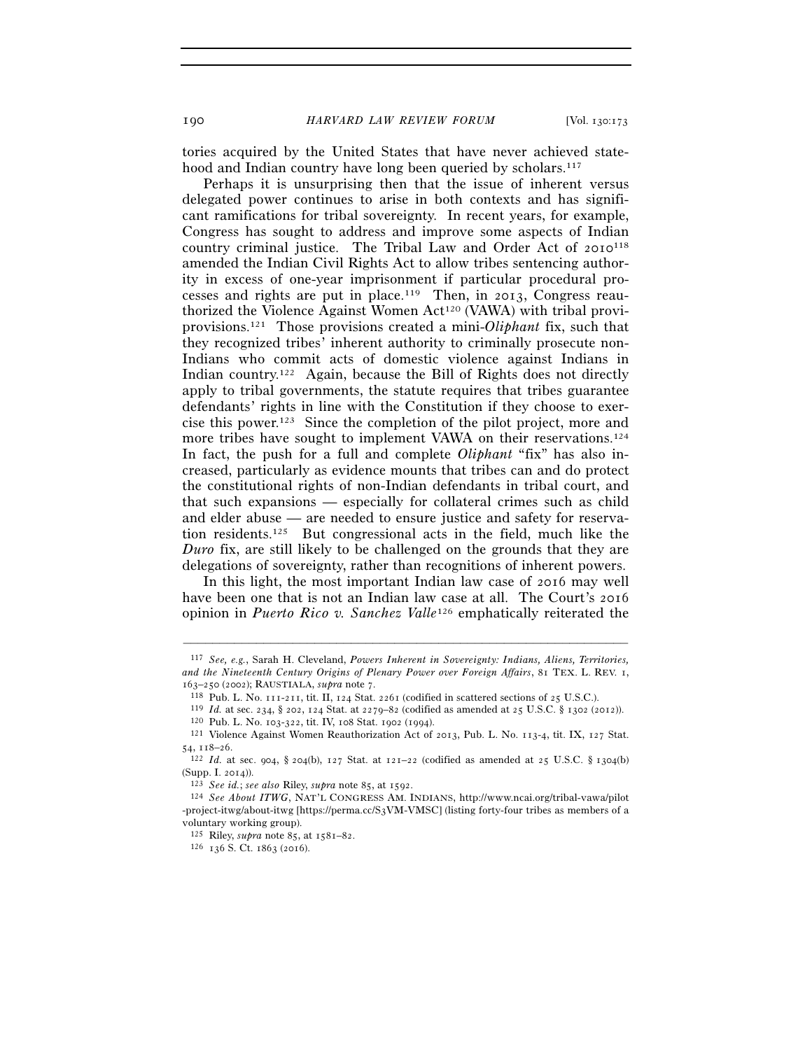tories acquired by the United States that have never achieved statehood and Indian country have long been queried by scholars.[117]

Perhaps it is unsurprising then that the issue of inherent versus delegated power continues to arise in both contexts and has significant ramifications for tribal sovereignty. In recent years, for example, Congress has sought to address and improve some aspects of Indian country criminal justice. The Tribal Law and Order Act of 2010[118] amended the Indian Civil Rights Act to allow tribes sentencing authority in excess of one-year imprisonment if particular procedural processes and rights are put in place.[119] Then, in 2013, Congress reauthorized the Violence Against Women Act[120] (VAWA) with tribal provisions.[121] Those provisions created a mini-*Oliphant* fix, such that they recognized tribes' inherent authority to criminally prosecute non-Indians who commit acts of domestic violence against Indians in Indian country.[122] Again, because the Bill of Rights does not directly apply to tribal governments, the statute requires that tribes guarantee defendants' rights in line with the Constitution if they choose to exercise this power.[123] Since the completion of the pilot project, more and more tribes have sought to implement VAWA on their reservations.[124] In fact, the push for a full and complete *Oliphant* "fix" has also increased, particularly as evidence mounts that tribes can and do protect the constitutional rights of non-Indian defendants in tribal court, and that such expansions — especially for collateral crimes such as child and elder abuse — are needed to ensure justice and safety for reservation residents.[125] But congressional acts in the field, much like the *Duro* fix, are still likely to be challenged on the grounds that they are delegations of sovereignty, rather than recognitions of inherent powers.

In this light, the most important Indian law case of 2016 may well have been one that is not an Indian law case at all. The Court's 2016 opinion in *Puerto Rico v. Sanchez Valle*[126] emphatically reiterated the

---

[117] *See, e.g.*, Sarah H. Cleveland, *Powers Inherent in Sovereignty: Indians, Aliens, Territories, and the Nineteenth Century Origins of Plenary Power over Foreign Affairs*, 81 TEX. L. REV. 1, 163–250 (2002); RAUSTIALA, *supra* note 7.

[118] Pub. L. No. 111-211, tit. II, 124 Stat. 2261 (codified in scattered sections of 25 U.S.C.).

[119] *Id.* at sec. 234, § 202, 124 Stat. at 2279–82 (codified as amended at 25 U.S.C. § 1302 (2012)).

[120] Pub. L. No. 103-322, tit. IV, 108 Stat. 1902 (1994).

[121] Violence Against Women Reauthorization Act of 2013, Pub. L. No. 113-4, tit. IX, 127 Stat. 54, 118–26.

[122] *Id.* at sec. 904, § 204(b), 127 Stat. at 121–22 (codified as amended at 25 U.S.C. § 1304(b) (Supp. I. 2014)).

[123] *See id.*; *see also* Riley, *supra* note 85, at 1592.

[124] *See About ITWG*, NAT'L CONGRESS AM. INDIANS, http://www.ncai.org/tribal-vawa/pilot-project-itwg/about-itwg [https://perma.cc/S3VM-VMSC] (listing forty-four tribes as members of a voluntary working group).

[125] Riley, *supra* note 85, at 1581–82.

[126] 136 S. Ct. 1863 (2016).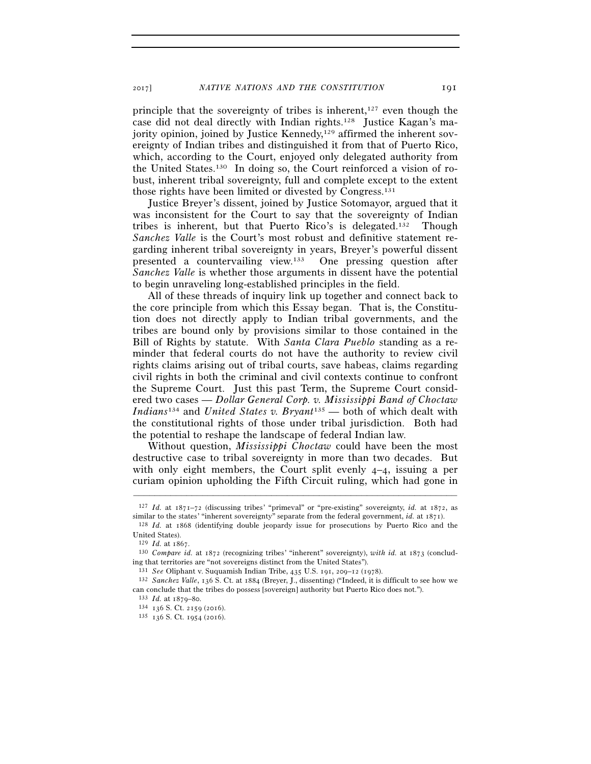principle that the sovereignty of tribes is inherent,[127] even though the case did not deal directly with Indian rights.[128] Justice Kagan's majority opinion, joined by Justice Kennedy,[129] affirmed the inherent sovereignty of Indian tribes and distinguished it from that of Puerto Rico, which, according to the Court, enjoyed only delegated authority from the United States.[130] In doing so, the Court reinforced a vision of robust, inherent tribal sovereignty, full and complete except to the extent those rights have been limited or divested by Congress.[131]

Justice Breyer's dissent, joined by Justice Sotomayor, argued that it was inconsistent for the Court to say that the sovereignty of Indian tribes is inherent, but that Puerto Rico's is delegated.[132] Though *Sanchez Valle* is the Court's most robust and definitive statement regarding inherent tribal sovereignty in years, Breyer's powerful dissent presented a countervailing view.[133] One pressing question after *Sanchez Valle* is whether those arguments in dissent have the potential to begin unraveling long-established principles in the field.

All of these threads of inquiry link up together and connect back to the core principle from which this Essay began. That is, the Constitution does not directly apply to Indian tribal governments, and the tribes are bound only by provisions similar to those contained in the Bill of Rights by statute. With *Santa Clara Pueblo* standing as a reminder that federal courts do not have the authority to review civil rights claims arising out of tribal courts, save habeas, claims regarding civil rights in both the criminal and civil contexts continue to confront the Supreme Court. Just this past Term, the Supreme Court considered two cases — *Dollar General Corp. v. Mississippi Band of Choctaw Indians*[134] and *United States v. Bryant*[135] — both of which dealt with the constitutional rights of those under tribal jurisdiction. Both had the potential to reshape the landscape of federal Indian law.

Without question, *Mississippi Choctaw* could have been the most destructive case to tribal sovereignty in more than two decades. But with only eight members, the Court split evenly 4–4, issuing a per curiam opinion upholding the Fifth Circuit ruling, which had gone in

---

[127] *Id.* at 1871–72 (discussing tribes' "primeval" or "pre-existing" sovereignty, *id.* at 1872, as similar to the states' "inherent sovereignty" separate from the federal government, *id.* at 1871).

[128] *Id.* at 1868 (identifying double jeopardy issue for prosecutions by Puerto Rico and the United States).

[129] *Id.* at 1867.

[130] *Compare id.* at 1872 (recognizing tribes' "inherent" sovereignty), *with id.* at 1873 (concluding that territories are "not sovereigns distinct from the United States").

[131] *See* Oliphant v. Suquamish Indian Tribe, 435 U.S. 191, 209–12 (1978).

[132] *Sanchez Valle*, 136 S. Ct. at 1884 (Breyer, J., dissenting) ("Indeed, it is difficult to see how we can conclude that the tribes do possess [sovereign] authority but Puerto Rico does not.").

[133] *Id.* at 1879–80.

[134] 136 S. Ct. 2159 (2016).

[135] 136 S. Ct. 1954 (2016).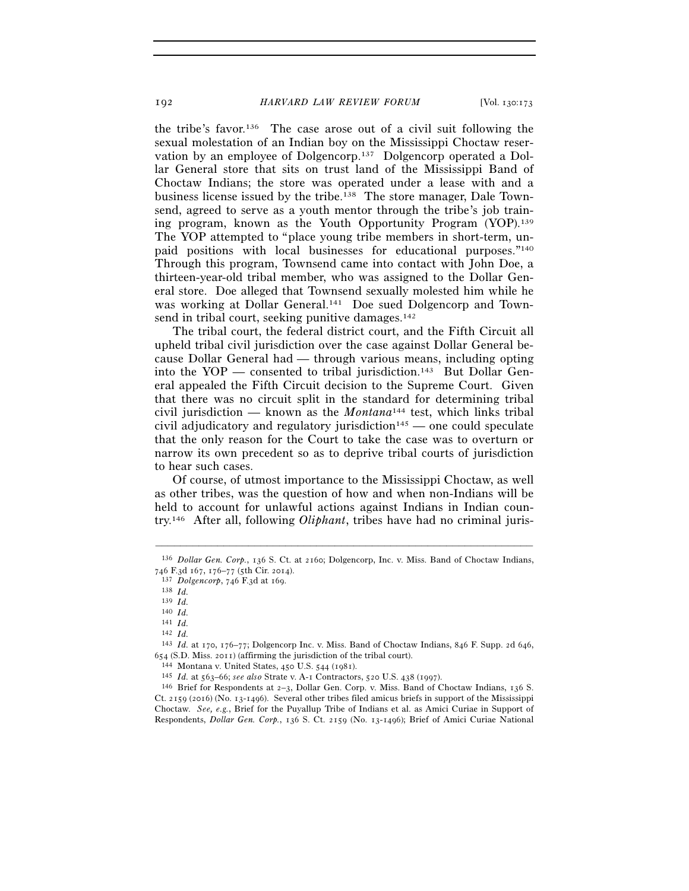the tribe's favor.[136] The case arose out of a civil suit following the sexual molestation of an Indian boy on the Mississippi Choctaw reservation by an employee of Dolgencorp.[137] Dolgencorp operated a Dollar General store that sits on trust land of the Mississippi Band of Choctaw Indians; the store was operated under a lease with and a business license issued by the tribe.[138] The store manager, Dale Townsend, agreed to serve as a youth mentor through the tribe's job training program, known as the Youth Opportunity Program (YOP).[139] The YOP attempted to "place young tribe members in short-term, unpaid positions with local businesses for educational purposes."[140] Through this program, Townsend came into contact with John Doe, a thirteen-year-old tribal member, who was assigned to the Dollar General store. Doe alleged that Townsend sexually molested him while he was working at Dollar General.[141] Doe sued Dolgencorp and Townsend in tribal court, seeking punitive damages.[142]

The tribal court, the federal district court, and the Fifth Circuit all upheld tribal civil jurisdiction over the case against Dollar General because Dollar General had — through various means, including opting into the YOP — consented to tribal jurisdiction.[143] But Dollar General appealed the Fifth Circuit decision to the Supreme Court. Given that there was no circuit split in the standard for determining tribal civil jurisdiction — known as the *Montana*[144] test, which links tribal civil adjudicatory and regulatory jurisdiction[145] — one could speculate that the only reason for the Court to take the case was to overturn or narrow its own precedent so as to deprive tribal courts of jurisdiction to hear such cases.

Of course, of utmost importance to the Mississippi Choctaw, as well as other tribes, was the question of how and when non-Indians will be held to account for unlawful actions against Indians in Indian country.[146] After all, following *Oliphant*, tribes have had no criminal juris-

---

[136] *Dollar Gen. Corp.*, 136 S. Ct. at 2160; Dolgencorp, Inc. v. Miss. Band of Choctaw Indians, 746 F.3d 167, 176–77 (5th Cir. 2014).

[137] *Dolgencorp*, 746 F.3d at 169.

[138] *Id.*

[139] *Id.*

[140] *Id.*

[141] *Id.*

[142] *Id.*

[143] *Id.* at 170, 176–77; Dolgencorp Inc. v. Miss. Band of Choctaw Indians, 846 F. Supp. 2d 646, 654 (S.D. Miss. 2011) (affirming the jurisdiction of the tribal court).

[144] Montana v. United States, 450 U.S. 544 (1981).

[145] *Id.* at 563–66; *see also* Strate v. A-1 Contractors, 520 U.S. 438 (1997).

[146] Brief for Respondents at 2–3, Dollar Gen. Corp. v. Miss. Band of Choctaw Indians, 136 S. Ct. 2159 (2016) (No. 13-1496). Several other tribes filed amicus briefs in support of the Mississippi Choctaw. *See, e.g.*, Brief for the Puyallup Tribe of Indians et al. as Amici Curiae in Support of Respondents, *Dollar Gen. Corp.*, 136 S. Ct. 2159 (No. 13-1496); Brief of Amici Curiae National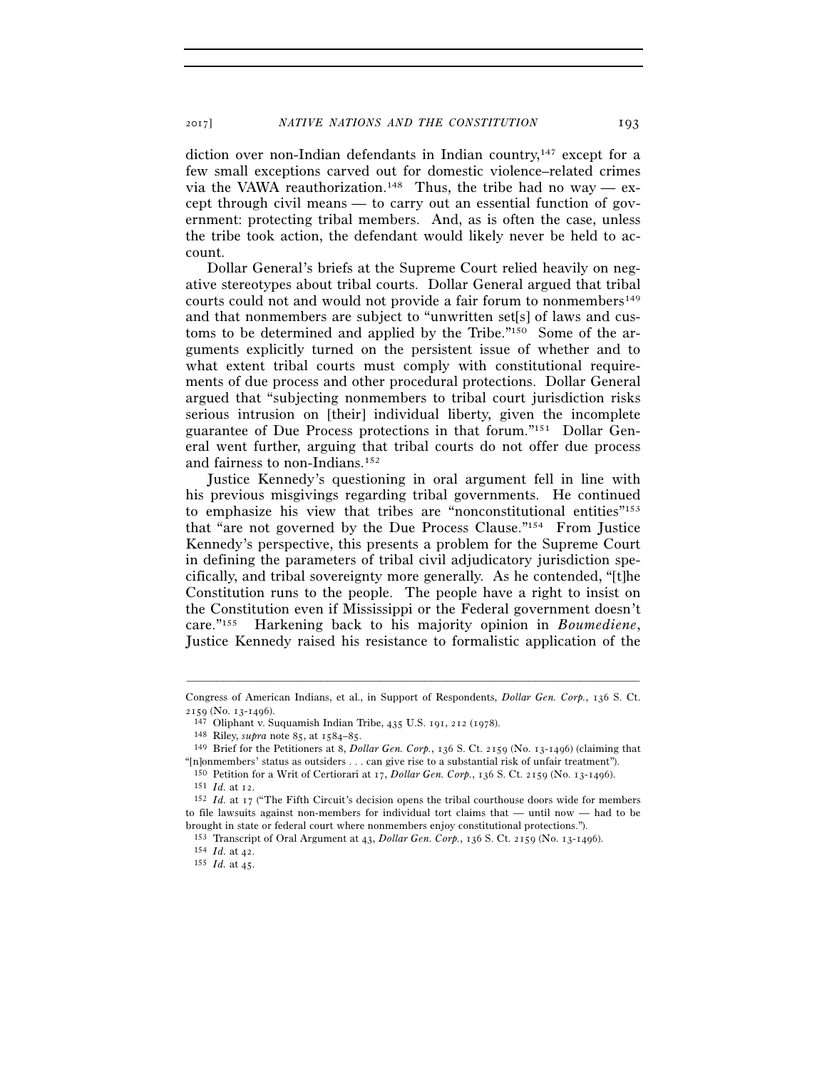diction over non-Indian defendants in Indian country,[147] except for a few small exceptions carved out for domestic violence–related crimes via the VAWA reauthorization.[148] Thus, the tribe had no way — except through civil means — to carry out an essential function of government: protecting tribal members. And, as is often the case, unless the tribe took action, the defendant would likely never be held to account.

Dollar General's briefs at the Supreme Court relied heavily on negative stereotypes about tribal courts. Dollar General argued that tribal courts could not and would not provide a fair forum to nonmembers[149] and that nonmembers are subject to "unwritten set[s] of laws and customs to be determined and applied by the Tribe."[150] Some of the arguments explicitly turned on the persistent issue of whether and to what extent tribal courts must comply with constitutional requirements of due process and other procedural protections. Dollar General argued that "subjecting nonmembers to tribal court jurisdiction risks serious intrusion on [their] individual liberty, given the incomplete guarantee of Due Process protections in that forum."[151] Dollar General went further, arguing that tribal courts do not offer due process and fairness to non-Indians.[152]

Justice Kennedy's questioning in oral argument fell in line with his previous misgivings regarding tribal governments. He continued to emphasize his view that tribes are "nonconstitutional entities"[153] that "are not governed by the Due Process Clause."[154] From Justice Kennedy's perspective, this presents a problem for the Supreme Court in defining the parameters of tribal civil adjudicatory jurisdiction specifically, and tribal sovereignty more generally. As he contended, "[t]he Constitution runs to the people. The people have a right to insist on the Constitution even if Mississippi or the Federal government doesn't care."[155] Harkening back to his majority opinion in *Boumediene*, Justice Kennedy raised his resistance to formalistic application of the

---

Congress of American Indians, et al., in Support of Respondents, *Dollar Gen. Corp.*, 136 S. Ct. 2159 (No. 13-1496).

[147] Oliphant v. Suquamish Indian Tribe, 435 U.S. 191, 212 (1978).

[148] Riley, *supra* note 85, at 1584–85.

[149] Brief for the Petitioners at 8, *Dollar Gen. Corp.*, 136 S. Ct. 2159 (No. 13-1496) (claiming that "[n]onmembers' status as outsiders . . . can give rise to a substantial risk of unfair treatment").

[150] Petition for a Writ of Certiorari at 17, *Dollar Gen. Corp.*, 136 S. Ct. 2159 (No. 13-1496).

[151] *Id.* at 12.

[152] *Id.* at 17 ("The Fifth Circuit's decision opens the tribal courthouse doors wide for members to file lawsuits against non-members for individual tort claims that — until now — had to be brought in state or federal court where nonmembers enjoy constitutional protections.").

[153] Transcript of Oral Argument at 43, *Dollar Gen. Corp.*, 136 S. Ct. 2159 (No. 13-1496).

[154] *Id.* at 42.

[155] *Id.* at 45.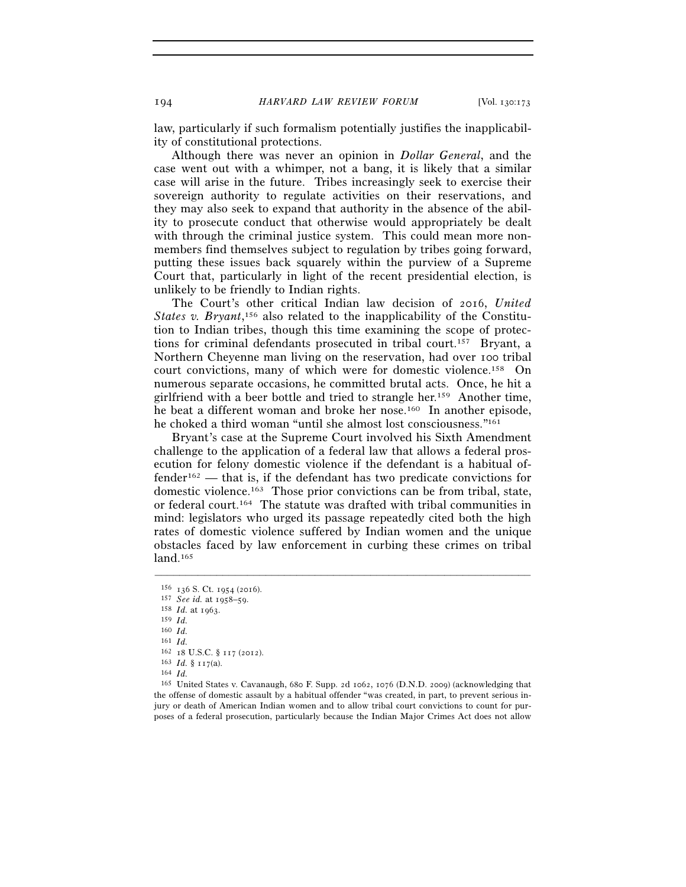law, particularly if such formalism potentially justifies the inapplicability of constitutional protections.

Although there was never an opinion in *Dollar General*, and the case went out with a whimper, not a bang, it is likely that a similar case will arise in the future. Tribes increasingly seek to exercise their sovereign authority to regulate activities on their reservations, and they may also seek to expand that authority in the absence of the ability to prosecute conduct that otherwise would appropriately be dealt with through the criminal justice system. This could mean more nonmembers find themselves subject to regulation by tribes going forward, putting these issues back squarely within the purview of a Supreme Court that, particularly in light of the recent presidential election, is unlikely to be friendly to Indian rights.

The Court's other critical Indian law decision of 2016, *United States v. Bryant*,[156] also related to the inapplicability of the Constitution to Indian tribes, though this time examining the scope of protections for criminal defendants prosecuted in tribal court.[157] Bryant, a Northern Cheyenne man living on the reservation, had over 100 tribal court convictions, many of which were for domestic violence.[158] On numerous separate occasions, he committed brutal acts. Once, he hit a girlfriend with a beer bottle and tried to strangle her.[159] Another time, he beat a different woman and broke her nose.[160] In another episode, he choked a third woman "until she almost lost consciousness."[161]

Bryant's case at the Supreme Court involved his Sixth Amendment challenge to the application of a federal law that allows a federal prosecution for felony domestic violence if the defendant is a habitual offender[162] — that is, if the defendant has two predicate convictions for domestic violence.[163] Those prior convictions can be from tribal, state, or federal court.[164] The statute was drafted with tribal communities in mind: legislators who urged its passage repeatedly cited both the high rates of domestic violence suffered by Indian women and the unique obstacles faced by law enforcement in curbing these crimes on tribal land.[165]

---

[156] 136 S. Ct. 1954 (2016).

[157] *See id.* at 1958–59.

[158] *Id.* at 1963.

[159] *Id.*

[160] *Id.*

[161] *Id.*

[162] 18 U.S.C. § 117 (2012).

[163] *Id.* § 117(a).

[164] *Id.*

[165] United States v. Cavanaugh, 680 F. Supp. 2d 1062, 1076 (D.N.D. 2009) (acknowledging that the offense of domestic assault by a habitual offender "was created, in part, to prevent serious injury or death of American Indian women and to allow tribal court convictions to count for purposes of a federal prosecution, particularly because the Indian Major Crimes Act does not allow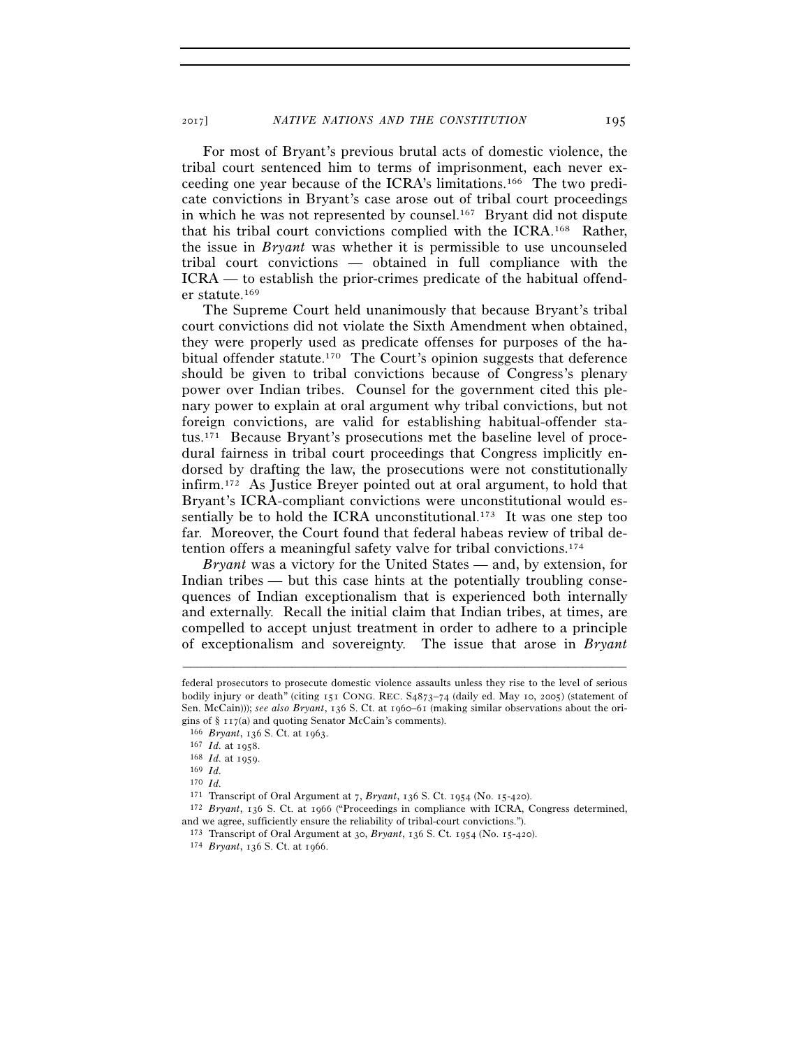For most of Bryant's previous brutal acts of domestic violence, the tribal court sentenced him to terms of imprisonment, each never exceeding one year because of the ICRA's limitations.[166] The two predicate convictions in Bryant's case arose out of tribal court proceedings in which he was not represented by counsel.[167] Bryant did not dispute that his tribal court convictions complied with the ICRA.[168] Rather, the issue in *Bryant* was whether it is permissible to use uncounseled tribal court convictions — obtained in full compliance with the ICRA — to establish the prior-crimes predicate of the habitual offender statute.[169]

The Supreme Court held unanimously that because Bryant's tribal court convictions did not violate the Sixth Amendment when obtained, they were properly used as predicate offenses for purposes of the habitual offender statute.[170] The Court's opinion suggests that deference should be given to tribal convictions because of Congress's plenary power over Indian tribes. Counsel for the government cited this plenary power to explain at oral argument why tribal convictions, but not foreign convictions, are valid for establishing habitual-offender status.[171] Because Bryant's prosecutions met the baseline level of procedural fairness in tribal court proceedings that Congress implicitly endorsed by drafting the law, the prosecutions were not constitutionally infirm.[172] As Justice Breyer pointed out at oral argument, to hold that Bryant's ICRA-compliant convictions were unconstitutional would essentially be to hold the ICRA unconstitutional.[173] It was one step too far. Moreover, the Court found that federal habeas review of tribal detention offers a meaningful safety valve for tribal convictions.[174]

*Bryant* was a victory for the United States — and, by extension, for Indian tribes — but this case hints at the potentially troubling consequences of Indian exceptionalism that is experienced both internally and externally. Recall the initial claim that Indian tribes, at times, are compelled to accept unjust treatment in order to adhere to a principle of exceptionalism and sovereignty. The issue that arose in *Bryant*

---

federal prosecutors to prosecute domestic violence assaults unless they rise to the level of serious bodily injury or death" (citing 151 CONG. REC. S4873–74 (daily ed. May 10, 2005) (statement of Sen. McCain))); *see also Bryant*, 136 S. Ct. at 1960–61 (making similar observations about the origins of § 117(a) and quoting Senator McCain's comments).

[166] *Bryant*, 136 S. Ct. at 1963.

[167] *Id.* at 1958.

[168] *Id.* at 1959.

[169] *Id.*

[170] *Id.*

[171] Transcript of Oral Argument at 7, *Bryant*, 136 S. Ct. 1954 (No. 15-420).

[172] *Bryant*, 136 S. Ct. at 1966 ("Proceedings in compliance with ICRA, Congress determined, and we agree, sufficiently ensure the reliability of tribal-court convictions.").

[173] Transcript of Oral Argument at 30, *Bryant*, 136 S. Ct. 1954 (No. 15-420).

[174] *Bryant*, 136 S. Ct. at 1966.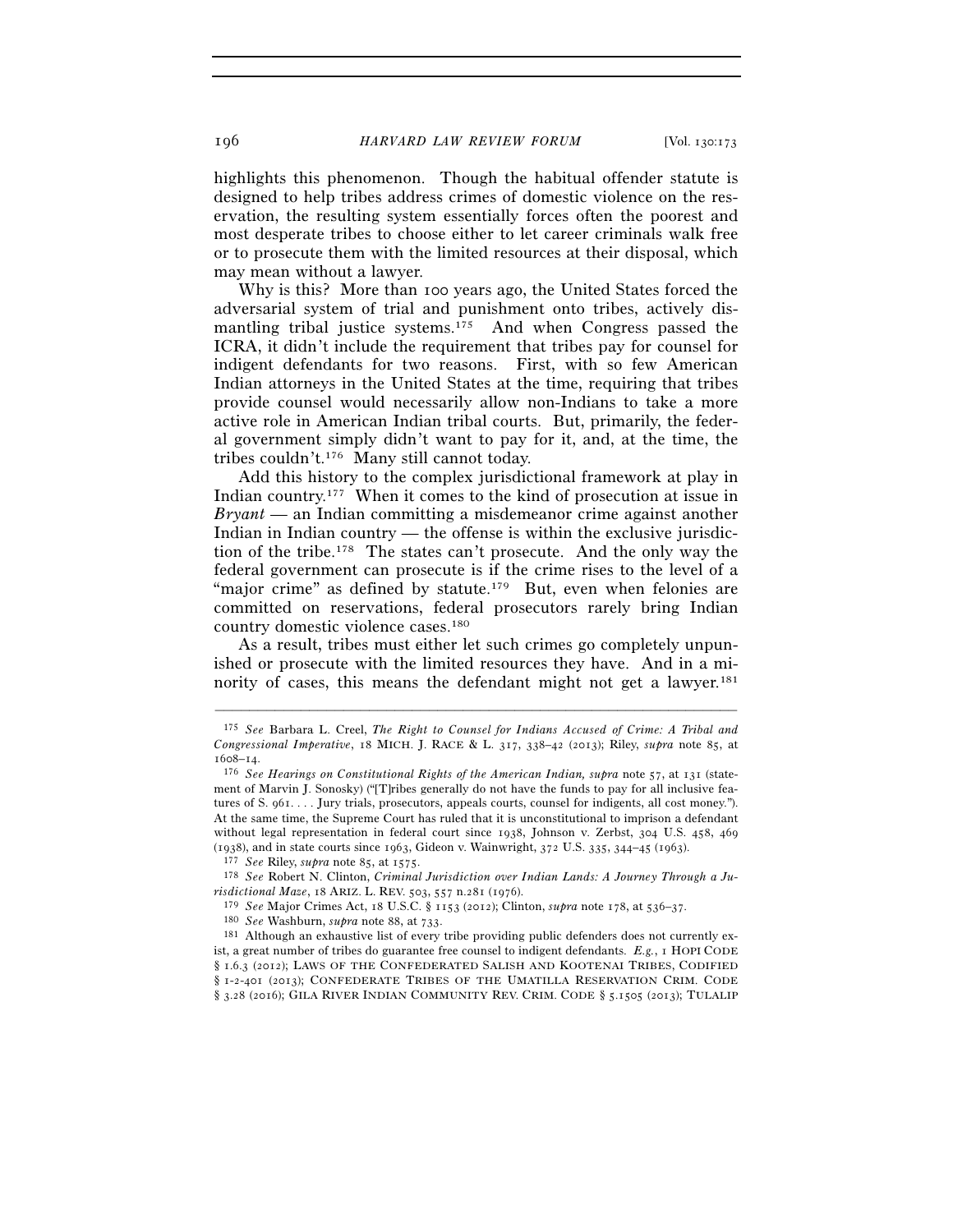highlights this phenomenon. Though the habitual offender statute is designed to help tribes address crimes of domestic violence on the reservation, the resulting system essentially forces often the poorest and most desperate tribes to choose either to let career criminals walk free or to prosecute them with the limited resources at their disposal, which may mean without a lawyer.

Why is this? More than 100 years ago, the United States forced the adversarial system of trial and punishment onto tribes, actively dismantling tribal justice systems.[175] And when Congress passed the ICRA, it didn't include the requirement that tribes pay for counsel for indigent defendants for two reasons. First, with so few American Indian attorneys in the United States at the time, requiring that tribes provide counsel would necessarily allow non-Indians to take a more active role in American Indian tribal courts. But, primarily, the federal government simply didn't want to pay for it, and, at the time, the tribes couldn't.[176] Many still cannot today.

Add this history to the complex jurisdictional framework at play in Indian country.[177] When it comes to the kind of prosecution at issue in *Bryant* — an Indian committing a misdemeanor crime against another Indian in Indian country — the offense is within the exclusive jurisdiction of the tribe.[178] The states can't prosecute. And the only way the federal government can prosecute is if the crime rises to the level of a "major crime" as defined by statute.[179] But, even when felonies are committed on reservations, federal prosecutors rarely bring Indian country domestic violence cases.[180]

As a result, tribes must either let such crimes go completely unpunished or prosecute with the limited resources they have. And in a minority of cases, this means the defendant might not get a lawyer.[181]

---

[175] *See* Barbara L. Creel, *The Right to Counsel for Indians Accused of Crime: A Tribal and Congressional Imperative*, 18 MICH. J. RACE & L. 317, 338–42 (2013); Riley, *supra* note 85, at 1608–14.

[176] *See Hearings on Constitutional Rights of the American Indian*, *supra* note 57, at 131 (statement of Marvin J. Sonosky) ("[T]ribes generally do not have the funds to pay for all inclusive features of S. 961. . . . Jury trials, prosecutors, appeals courts, counsel for indigents, all cost money."). At the same time, the Supreme Court has ruled that it is unconstitutional to imprison a defendant without legal representation in federal court since 1938, Johnson v. Zerbst, 304 U.S. 458, 469 (1938), and in state courts since 1963, Gideon v. Wainwright, 372 U.S. 335, 344–45 (1963).

[177] *See* Riley, *supra* note 85, at 1575.

[178] *See* Robert N. Clinton, *Criminal Jurisdiction over Indian Lands: A Journey Through a Jurisdictional Maze*, 18 ARIZ. L. REV. 503, 557 n.281 (1976).

[179] *See* Major Crimes Act, 18 U.S.C. § 1153 (2012); Clinton, *supra* note 178, at 536–37.

[180] *See* Washburn, *supra* note 88, at 733.

[181] Although an exhaustive list of every tribe providing public defenders does not currently exist, a great number of tribes do guarantee free counsel to indigent defendants. *E.g.*, 1 HOPI CODE § 1.6.3 (2012); LAWS OF THE CONFEDERATED SALISH AND KOOTENAI TRIBES, CODIFIED § 1-2-401 (2013); CONFEDERATE TRIBES OF THE UMATILLA RESERVATION CRIM. CODE § 3.28 (2016); GILA RIVER INDIAN COMMUNITY REV. CRIM. CODE § 5.1505 (2013); TULALIP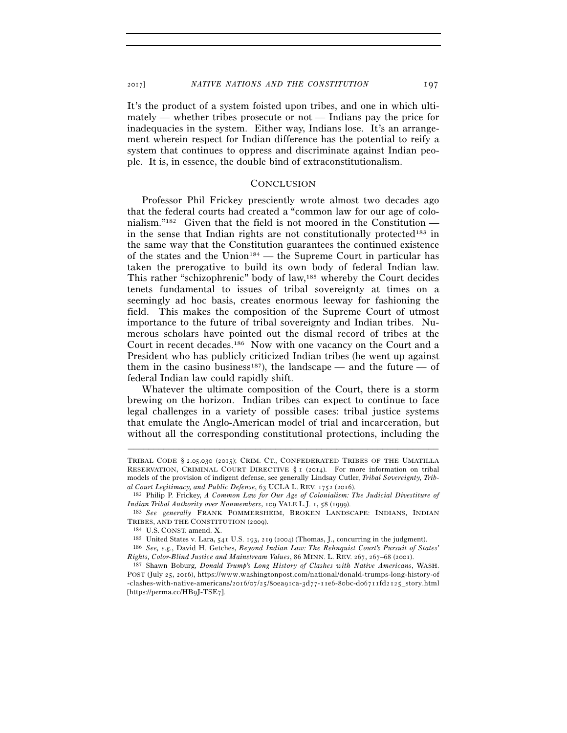It's the product of a system foisted upon tribes, and one in which ultimately — whether tribes prosecute or not — Indians pay the price for inadequacies in the system. Either way, Indians lose. It's an arrangement wherein respect for Indian difference has the potential to reify a system that continues to oppress and discriminate against Indian people. It is, in essence, the double bind of extraconstitutionalism.

## CONCLUSION

Professor Phil Frickey presciently wrote almost two decades ago that the federal courts had created a "common law for our age of colonialism."[182] Given that the field is not moored in the Constitution — in the sense that Indian rights are not constitutionally protected[183] in the same way that the Constitution guarantees the continued existence of the states and the Union[184] — the Supreme Court in particular has taken the prerogative to build its own body of federal Indian law. This rather "schizophrenic" body of law,[185] whereby the Court decides tenets fundamental to issues of tribal sovereignty at times on a seemingly ad hoc basis, creates enormous leeway for fashioning the field. This makes the composition of the Supreme Court of utmost importance to the future of tribal sovereignty and Indian tribes. Numerous scholars have pointed out the dismal record of tribes at the Court in recent decades.[186] Now with one vacancy on the Court and a President who has publicly criticized Indian tribes (he went up against them in the casino business[187]), the landscape — and the future — of federal Indian law could rapidly shift.

Whatever the ultimate composition of the Court, there is a storm brewing on the horizon. Indian tribes can expect to continue to face legal challenges in a variety of possible cases: tribal justice systems that emulate the Anglo-American model of trial and incarceration, but without all the corresponding constitutional protections, including the

---

TRIBAL CODE § 2.05.030 (2015); CRIM. CT., CONFEDERATED TRIBES OF THE UMATILLA RESERVATION, CRIMINAL COURT DIRECTIVE § 1 (2014). For more information on tribal models of the provision of indigent defense, see generally Lindsay Cutler, *Tribal Sovereignty, Tribal Court Legitimacy, and Public Defense*, 63 UCLA L. REV. 1752 (2016).

[182] Philip P. Frickey, *A Common Law for Our Age of Colonialism: The Judicial Divestiture of Indian Tribal Authority over Nonmembers*, 109 YALE L.J. 1, 58 (1999).

[183] *See generally* FRANK POMMERSHEIM, BROKEN LANDSCAPE: INDIANS, INDIAN TRIBES, AND THE CONSTITUTION (2009).

[184] U.S. CONST. amend. X.

[185] United States v. Lara, 541 U.S. 193, 219 (2004) (Thomas, J., concurring in the judgment).

[186] *See, e.g.*, David H. Getches, *Beyond Indian Law: The Rehnquist Court's Pursuit of States' Rights, Color-Blind Justice and Mainstream Values*, 86 MINN. L. REV. 267, 267–68 (2001).

[187] Shawn Boburg, *Donald Trump's Long History of Clashes with Native Americans*, WASH. POST (July 25, 2016), https://www.washingtonpost.com/national/donald-trumps-long-history-of-clashes-with-native-americans/2016/07/25/80ea91ca-3d77-11e6-80bc-d06711fd2125_story.html [https://perma.cc/HB9J-TSE7].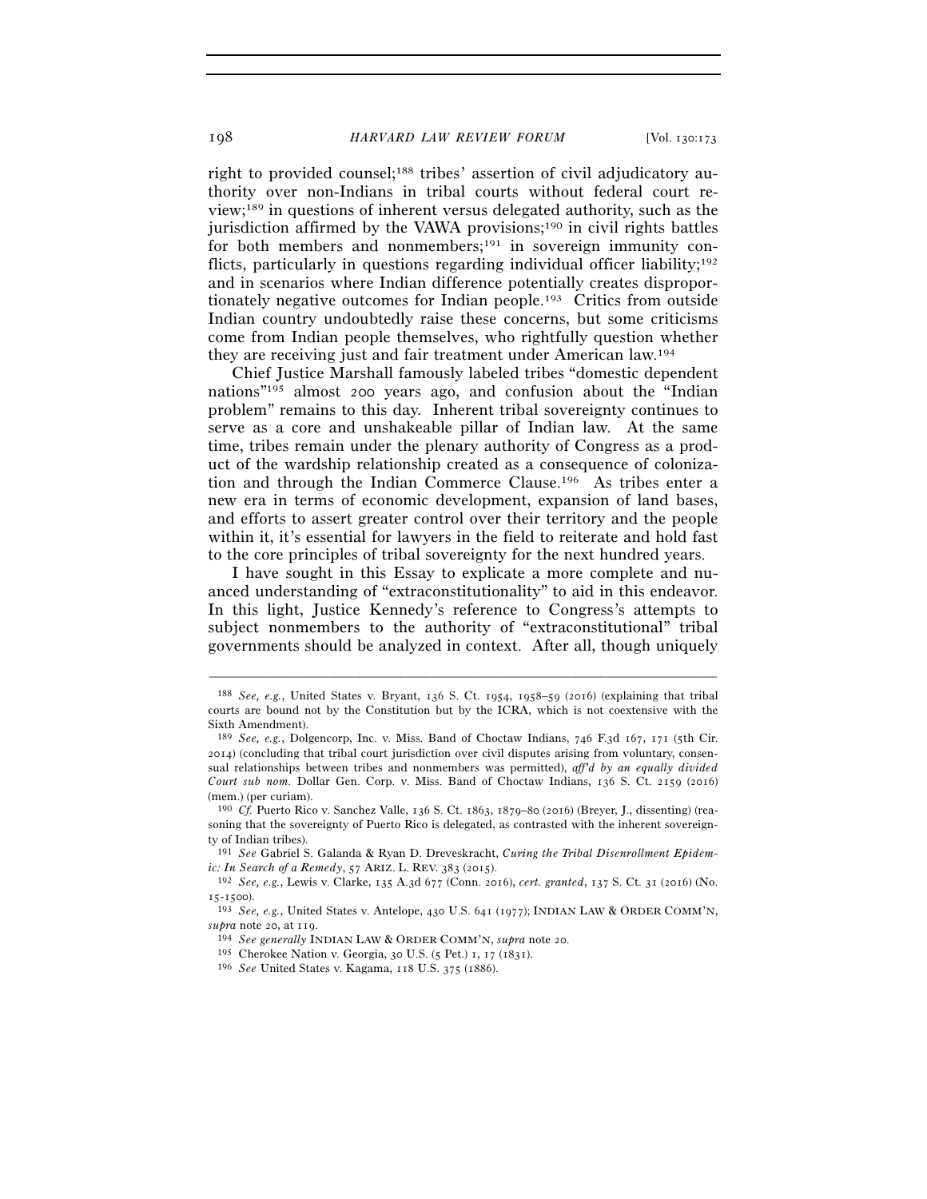right to provided counsel;[188] tribes' assertion of civil adjudicatory authority over non-Indians in tribal courts without federal court review;[189] in questions of inherent versus delegated authority, such as the jurisdiction affirmed by the VAWA provisions;[190] in civil rights battles for both members and nonmembers;[191] in sovereign immunity conflicts, particularly in questions regarding individual officer liability;[192] and in scenarios where Indian difference potentially creates disproportionately negative outcomes for Indian people.[193] Critics from outside Indian country undoubtedly raise these concerns, but some criticisms come from Indian people themselves, who rightfully question whether they are receiving just and fair treatment under American law.[194]

Chief Justice Marshall famously labeled tribes "domestic dependent nations"[195] almost 200 years ago, and confusion about the "Indian problem" remains to this day. Inherent tribal sovereignty continues to serve as a core and unshakeable pillar of Indian law. At the same time, tribes remain under the plenary authority of Congress as a product of the wardship relationship created as a consequence of colonization and through the Indian Commerce Clause.[196] As tribes enter a new era in terms of economic development, expansion of land bases, and efforts to assert greater control over their territory and the people within it, it's essential for lawyers in the field to reiterate and hold fast to the core principles of tribal sovereignty for the next hundred years.

I have sought in this Essay to explicate a more complete and nuanced understanding of "extraconstitutionality" to aid in this endeavor. In this light, Justice Kennedy's reference to Congress's attempts to subject nonmembers to the authority of "extraconstitutional" tribal governments should be analyzed in context. After all, though uniquely

---

[188] *See, e.g.*, United States v. Bryant, 136 S. Ct. 1954, 1958–59 (2016) (explaining that tribal courts are bound not by the Constitution but by the ICRA, which is not coextensive with the Sixth Amendment).

[189] *See, e.g.*, Dolgencorp, Inc. v. Miss. Band of Choctaw Indians, 746 F.3d 167, 171 (5th Cir. 2014) (concluding that tribal court jurisdiction over civil disputes arising from voluntary, consensual relationships between tribes and nonmembers was permitted), *aff'd by an equally divided Court sub nom.* Dollar Gen. Corp. v. Miss. Band of Choctaw Indians, 136 S. Ct. 2159 (2016) (mem.) (per curiam).

[190] *Cf.* Puerto Rico v. Sanchez Valle, 136 S. Ct. 1863, 1879–80 (2016) (Breyer, J., dissenting) (reasoning that the sovereignty of Puerto Rico is delegated, as contrasted with the inherent sovereignty of Indian tribes).

[191] *See* Gabriel S. Galanda & Ryan D. Dreveskracht, *Curing the Tribal Disenrollment Epidemic: In Search of a Remedy*, 57 ARIZ. L. REV. 383 (2015).

[192] *See, e.g.*, Lewis v. Clarke, 135 A.3d 677 (Conn. 2016), *cert. granted*, 137 S. Ct. 31 (2016) (No. 15-1500).

[193] *See, e.g.*, United States v. Antelope, 430 U.S. 641 (1977); INDIAN LAW & ORDER COMM'N, *supra* note 20, at 119.

[194] *See generally* INDIAN LAW & ORDER COMM'N, *supra* note 20.

[195] Cherokee Nation v. Georgia, 30 U.S. (5 Pet.) 1, 17 (1831).

[196] *See* United States v. Kagama, 118 U.S. 375 (1886).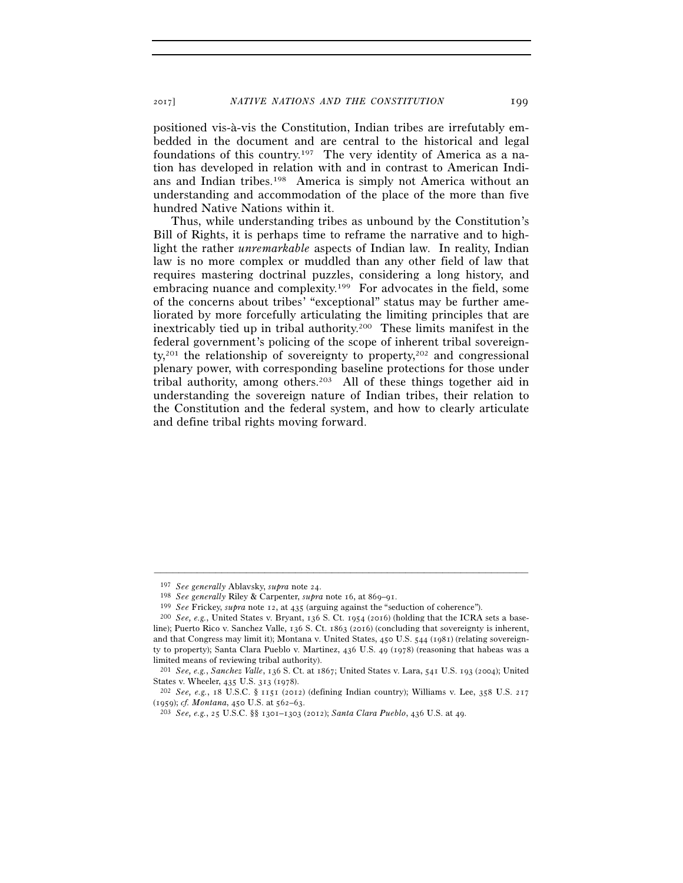positioned vis-à-vis the Constitution, Indian tribes are irrefutably embedded in the document and are central to the historical and legal foundations of this country.[197] The very identity of America as a nation has developed in relation with and in contrast to American Indians and Indian tribes.[198] America is simply not America without an understanding and accommodation of the place of the more than five hundred Native Nations within it.

Thus, while understanding tribes as unbound by the Constitution's Bill of Rights, it is perhaps time to reframe the narrative and to highlight the rather *unremarkable* aspects of Indian law. In reality, Indian law is no more complex or muddled than any other field of law that requires mastering doctrinal puzzles, considering a long history, and embracing nuance and complexity.[199] For advocates in the field, some of the concerns about tribes' "exceptional" status may be further ameliorated by more forcefully articulating the limiting principles that are inextricably tied up in tribal authority.[200] These limits manifest in the federal government's policing of the scope of inherent tribal sovereignty,[201] the relationship of sovereignty to property,[202] and congressional plenary power, with corresponding baseline protections for those under tribal authority, among others.[203] All of these things together aid in understanding the sovereign nature of Indian tribes, their relation to the Constitution and the federal system, and how to clearly articulate and define tribal rights moving forward.

---

[197] *See generally* Ablavsky, *supra* note 24.

[198] *See generally* Riley & Carpenter, *supra* note 16, at 869–91.

[199] *See* Frickey, *supra* note 12, at 435 (arguing against the "seduction of coherence").

[200] *See, e.g.*, United States v. Bryant, 136 S. Ct. 1954 (2016) (holding that the ICRA sets a baseline); Puerto Rico v. Sanchez Valle, 136 S. Ct. 1863 (2016) (concluding that sovereignty is inherent, and that Congress may limit it); Montana v. United States, 450 U.S. 544 (1981) (relating sovereignty to property); Santa Clara Pueblo v. Martinez, 436 U.S. 49 (1978) (reasoning that habeas was a limited means of reviewing tribal authority).

[201] *See, e.g.*, *Sanchez Valle*, 136 S. Ct. at 1867; United States v. Lara, 541 U.S. 193 (2004); United States v. Wheeler, 435 U.S. 313 (1978).

[202] *See, e.g.*, 18 U.S.C. § 1151 (2012) (defining Indian country); Williams v. Lee, 358 U.S. 217 (1959); *cf. Montana*, 450 U.S. at 562–63.

[203] *See, e.g.*, 25 U.S.C. §§ 1301–1303 (2012); *Santa Clara Pueblo*, 436 U.S. at 49.